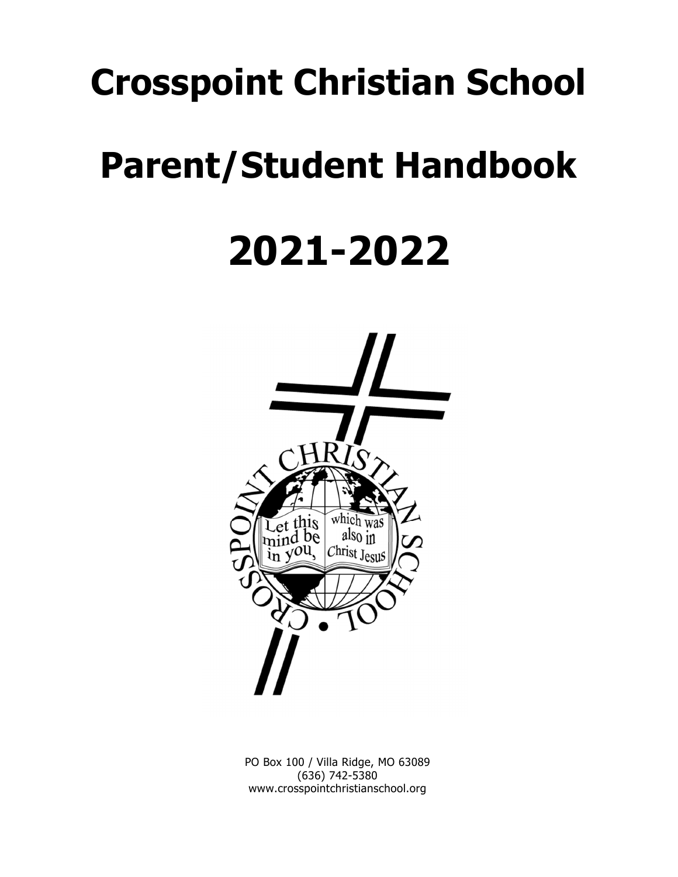# Crosspoint Christian School

# Parent/Student Handbook

# 2021-2022

PO Box 100 / Villa Ridge, MO 63089
(636) 742-5380
www.crosspointchristianschool.org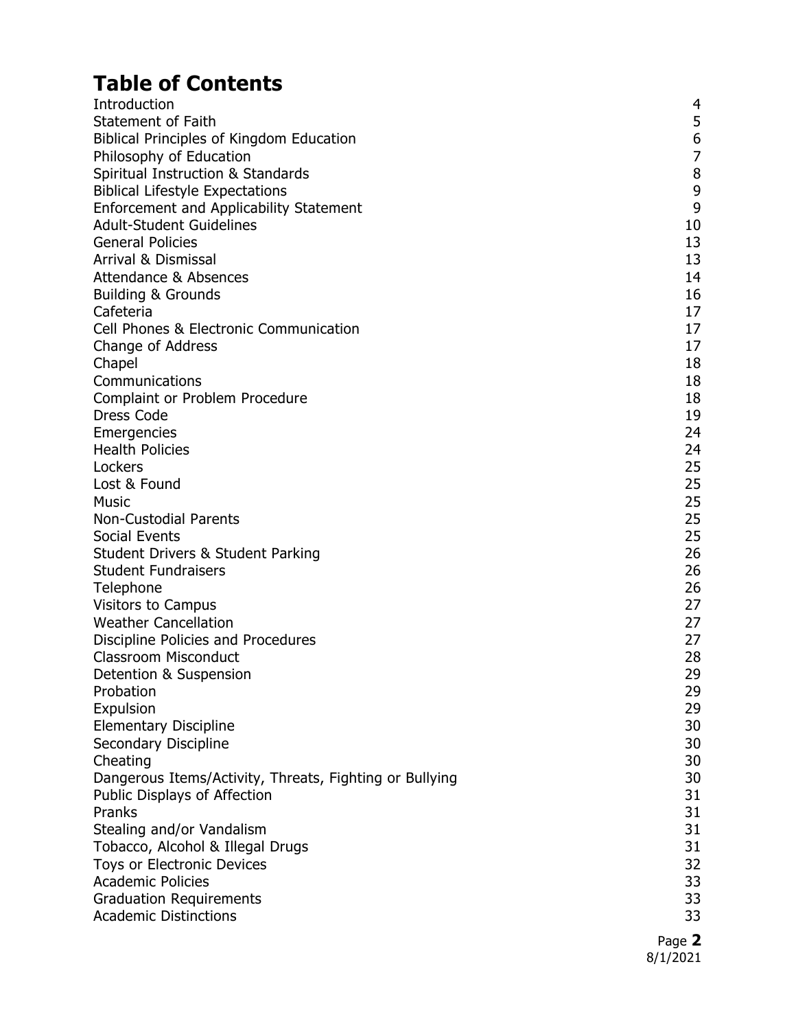# Table of Contents

| | |
|---|---|
| Introduction | 4 |
| Statement of Faith | 5 |
| Biblical Principles of Kingdom Education | 6 |
| Philosophy of Education | 7 |
| Spiritual Instruction & Standards | 8 |
| Biblical Lifestyle Expectations | 9 |
| Enforcement and Applicability Statement | 9 |
| Adult-Student Guidelines | 10 |
| General Policies | 13 |
| Arrival & Dismissal | 13 |
| Attendance & Absences | 14 |
| Building & Grounds | 16 |
| Cafeteria | 17 |
| Cell Phones & Electronic Communication | 17 |
| Change of Address | 17 |
| Chapel | 18 |
| Communications | 18 |
| Complaint or Problem Procedure | 18 |
| Dress Code | 19 |
| Emergencies | 24 |
| Health Policies | 24 |
| Lockers | 25 |
| Lost & Found | 25 |
| Music | 25 |
| Non-Custodial Parents | 25 |
| Social Events | 25 |
| Student Drivers & Student Parking | 26 |
| Student Fundraisers | 26 |
| Telephone | 26 |
| Visitors to Campus | 27 |
| Weather Cancellation | 27 |
| Discipline Policies and Procedures | 27 |
| Classroom Misconduct | 28 |
| Detention & Suspension | 29 |
| Probation | 29 |
| Expulsion | 29 |
| Elementary Discipline | 30 |
| Secondary Discipline | 30 |
| Cheating | 30 |
| Dangerous Items/Activity, Threats, Fighting or Bullying | 30 |
| Public Displays of Affection | 31 |
| Pranks | 31 |
| Stealing and/or Vandalism | 31 |
| Tobacco, Alcohol & Illegal Drugs | 31 |
| Toys or Electronic Devices | 32 |
| Academic Policies | 33 |
| Graduation Requirements | 33 |
| Academic Distinctions | 33 |

8/1/2021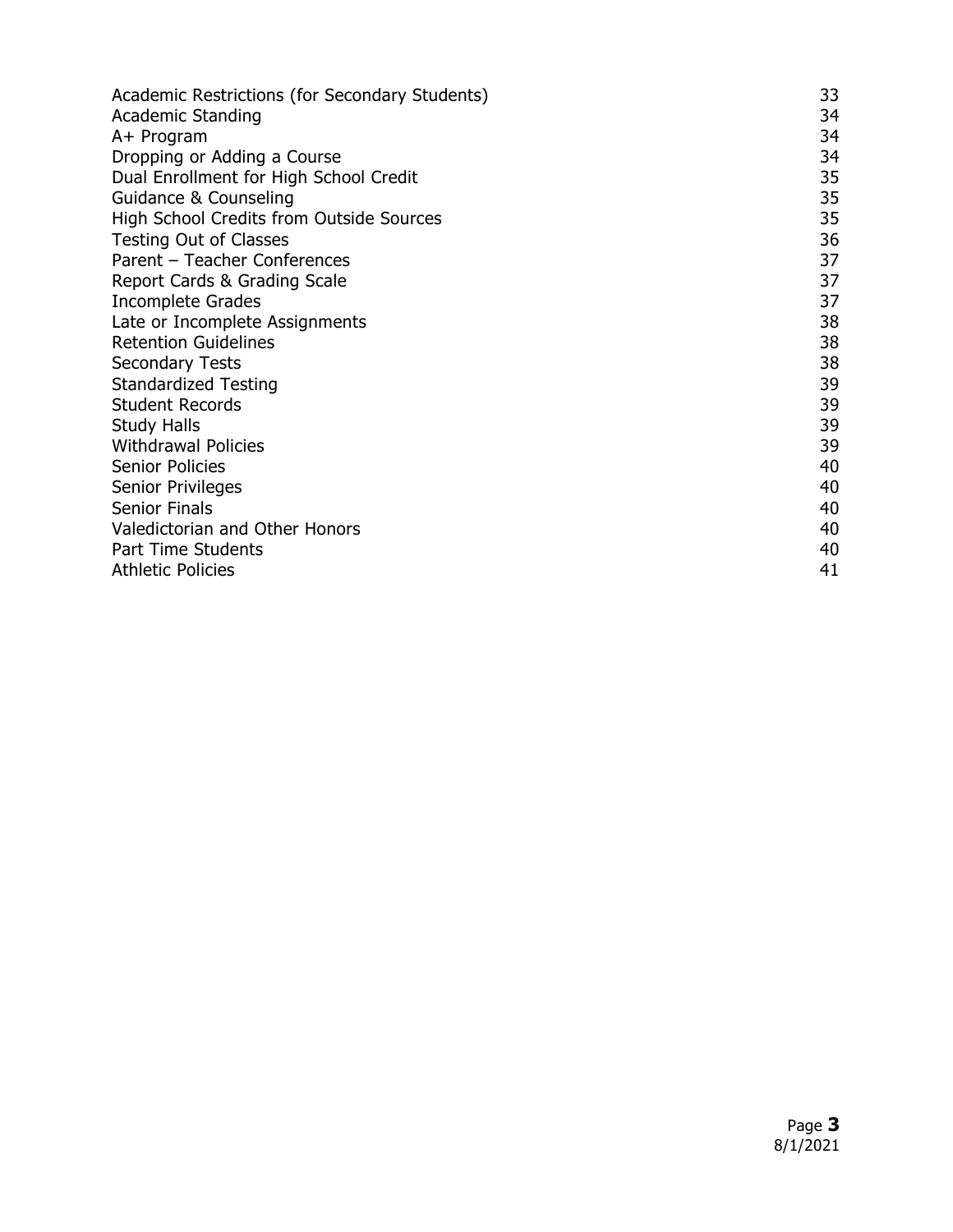| | |
|---|---|
| Academic Restrictions (for Secondary Students) | 33 |
| Academic Standing | 34 |
| A+ Program | 34 |
| Dropping or Adding a Course | 34 |
| Dual Enrollment for High School Credit | 35 |
| Guidance & Counseling | 35 |
| High School Credits from Outside Sources | 35 |
| Testing Out of Classes | 36 |
| Parent – Teacher Conferences | 37 |
| Report Cards & Grading Scale | 37 |
| Incomplete Grades | 37 |
| Late or Incomplete Assignments | 38 |
| Retention Guidelines | 38 |
| Secondary Tests | 38 |
| Standardized Testing | 39 |
| Student Records | 39 |
| Study Halls | 39 |
| Withdrawal Policies | 39 |
| Senior Policies | 40 |
| Senior Privileges | 40 |
| Senior Finals | 40 |
| Valedictorian and Other Honors | 40 |
| Part Time Students | 40 |
| Athletic Policies | 41 |

8/1/2021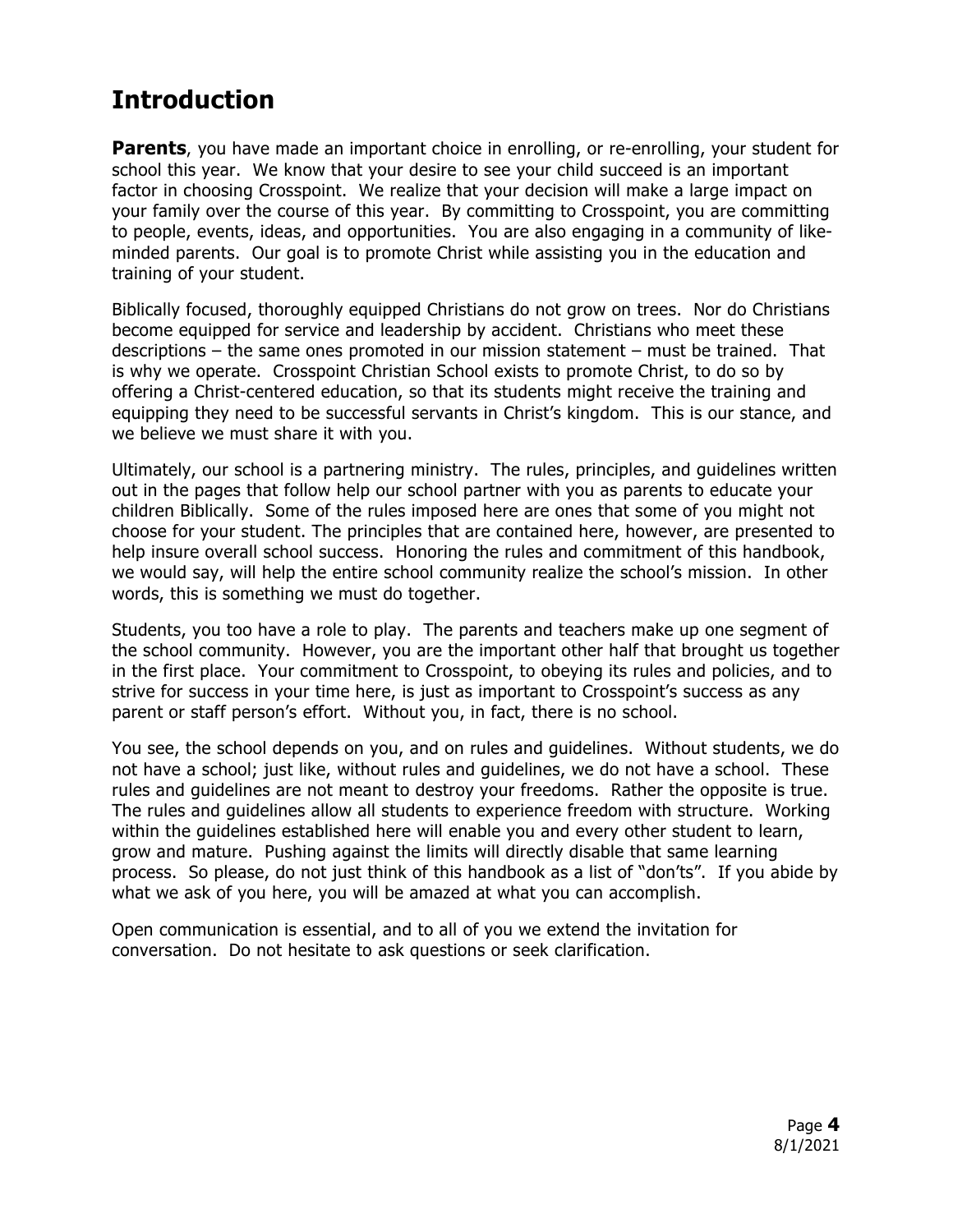# Introduction

**Parents**, you have made an important choice in enrolling, or re-enrolling, your student for school this year. We know that your desire to see your child succeed is an important factor in choosing Crosspoint. We realize that your decision will make a large impact on your family over the course of this year. By committing to Crosspoint, you are committing to people, events, ideas, and opportunities. You are also engaging in a community of like-minded parents. Our goal is to promote Christ while assisting you in the education and training of your student.

Biblically focused, thoroughly equipped Christians do not grow on trees. Nor do Christians become equipped for service and leadership by accident. Christians who meet these descriptions – the same ones promoted in our mission statement – must be trained. That is why we operate. Crosspoint Christian School exists to promote Christ, to do so by offering a Christ-centered education, so that its students might receive the training and equipping they need to be successful servants in Christ's kingdom. This is our stance, and we believe we must share it with you.

Ultimately, our school is a partnering ministry. The rules, principles, and guidelines written out in the pages that follow help our school partner with you as parents to educate your children Biblically. Some of the rules imposed here are ones that some of you might not choose for your student. The principles that are contained here, however, are presented to help insure overall school success. Honoring the rules and commitment of this handbook, we would say, will help the entire school community realize the school's mission. In other words, this is something we must do together.

Students, you too have a role to play. The parents and teachers make up one segment of the school community. However, you are the important other half that brought us together in the first place. Your commitment to Crosspoint, to obeying its rules and policies, and to strive for success in your time here, is just as important to Crosspoint's success as any parent or staff person's effort. Without you, in fact, there is no school.

You see, the school depends on you, and on rules and guidelines. Without students, we do not have a school; just like, without rules and guidelines, we do not have a school. These rules and guidelines are not meant to destroy your freedoms. Rather the opposite is true. The rules and guidelines allow all students to experience freedom with structure. Working within the guidelines established here will enable you and every other student to learn, grow and mature. Pushing against the limits will directly disable that same learning process. So please, do not just think of this handbook as a list of "don'ts". If you abide by what we ask of you here, you will be amazed at what you can accomplish.

Open communication is essential, and to all of you we extend the invitation for conversation. Do not hesitate to ask questions or seek clarification.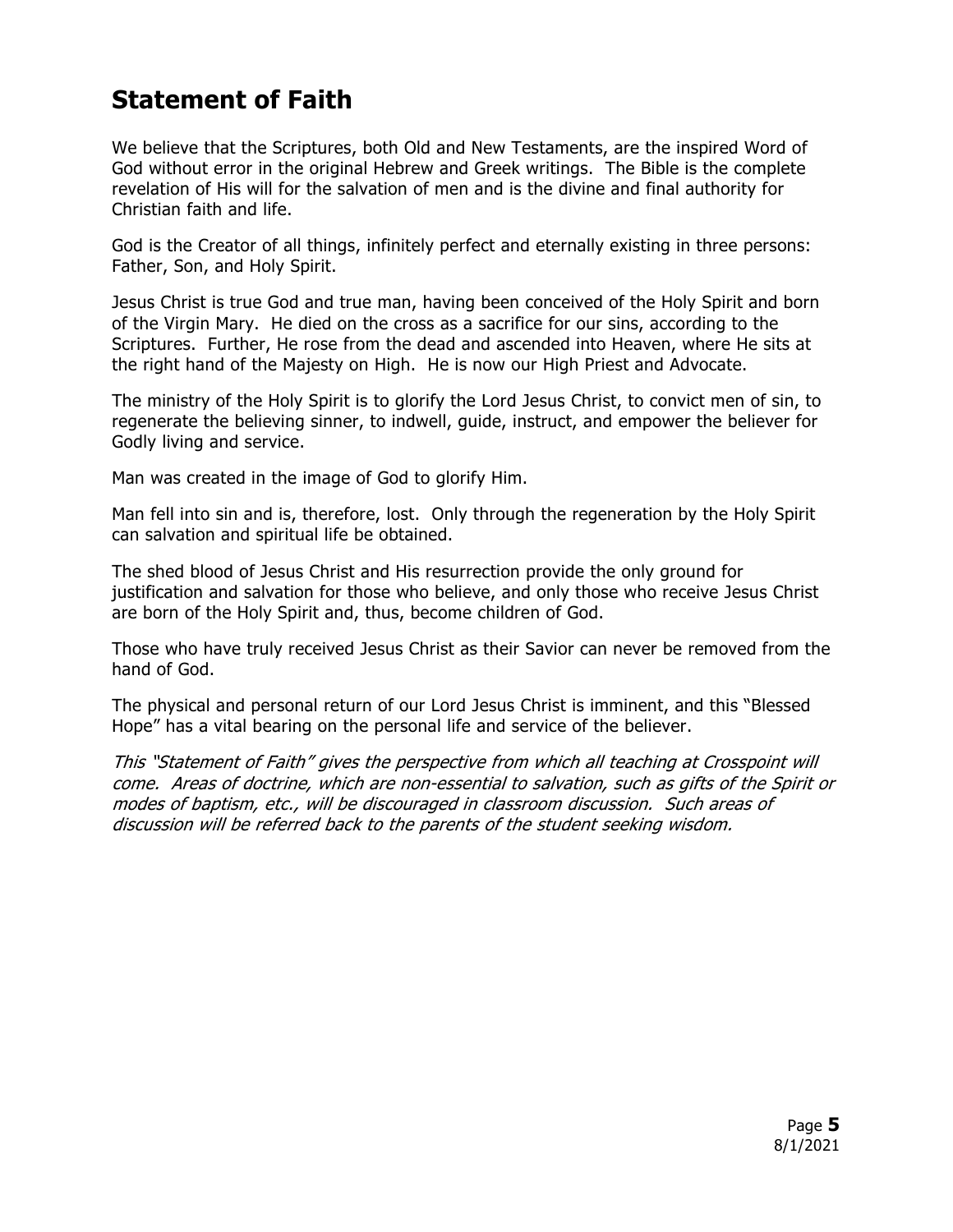## Statement of Faith

We believe that the Scriptures, both Old and New Testaments, are the inspired Word of God without error in the original Hebrew and Greek writings. The Bible is the complete revelation of His will for the salvation of men and is the divine and final authority for Christian faith and life.

God is the Creator of all things, infinitely perfect and eternally existing in three persons: Father, Son, and Holy Spirit.

Jesus Christ is true God and true man, having been conceived of the Holy Spirit and born of the Virgin Mary. He died on the cross as a sacrifice for our sins, according to the Scriptures. Further, He rose from the dead and ascended into Heaven, where He sits at the right hand of the Majesty on High. He is now our High Priest and Advocate.

The ministry of the Holy Spirit is to glorify the Lord Jesus Christ, to convict men of sin, to regenerate the believing sinner, to indwell, guide, instruct, and empower the believer for Godly living and service.

Man was created in the image of God to glorify Him.

Man fell into sin and is, therefore, lost. Only through the regeneration by the Holy Spirit can salvation and spiritual life be obtained.

The shed blood of Jesus Christ and His resurrection provide the only ground for justification and salvation for those who believe, and only those who receive Jesus Christ are born of the Holy Spirit and, thus, become children of God.

Those who have truly received Jesus Christ as their Savior can never be removed from the hand of God.

The physical and personal return of our Lord Jesus Christ is imminent, and this "Blessed Hope" has a vital bearing on the personal life and service of the believer.

*This "Statement of Faith" gives the perspective from which all teaching at Crosspoint will come. Areas of doctrine, which are non-essential to salvation, such as gifts of the Spirit or modes of baptism, etc., will be discouraged in classroom discussion. Such areas of discussion will be referred back to the parents of the student seeking wisdom.*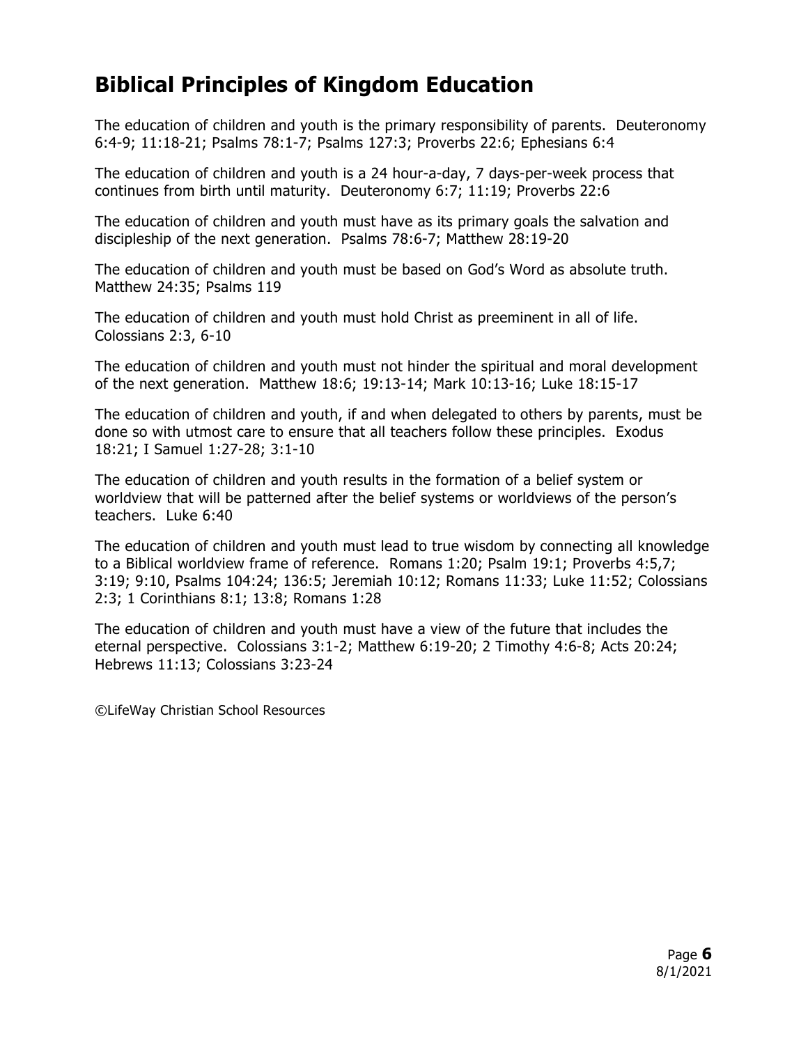## Biblical Principles of Kingdom Education

The education of children and youth is the primary responsibility of parents. Deuteronomy 6:4-9; 11:18-21; Psalms 78:1-7; Psalms 127:3; Proverbs 22:6; Ephesians 6:4

The education of children and youth is a 24 hour-a-day, 7 days-per-week process that continues from birth until maturity. Deuteronomy 6:7; 11:19; Proverbs 22:6

The education of children and youth must have as its primary goals the salvation and discipleship of the next generation. Psalms 78:6-7; Matthew 28:19-20

The education of children and youth must be based on God's Word as absolute truth. Matthew 24:35; Psalms 119

The education of children and youth must hold Christ as preeminent in all of life. Colossians 2:3, 6-10

The education of children and youth must not hinder the spiritual and moral development of the next generation. Matthew 18:6; 19:13-14; Mark 10:13-16; Luke 18:15-17

The education of children and youth, if and when delegated to others by parents, must be done so with utmost care to ensure that all teachers follow these principles. Exodus 18:21; I Samuel 1:27-28; 3:1-10

The education of children and youth results in the formation of a belief system or worldview that will be patterned after the belief systems or worldviews of the person's teachers. Luke 6:40

The education of children and youth must lead to true wisdom by connecting all knowledge to a Biblical worldview frame of reference. Romans 1:20; Psalm 19:1; Proverbs 4:5,7; 3:19; 9:10, Psalms 104:24; 136:5; Jeremiah 10:12; Romans 11:33; Luke 11:52; Colossians 2:3; 1 Corinthians 8:1; 13:8; Romans 1:28

The education of children and youth must have a view of the future that includes the eternal perspective. Colossians 3:1-2; Matthew 6:19-20; 2 Timothy 4:6-8; Acts 20:24; Hebrews 11:13; Colossians 3:23-24

©LifeWay Christian School Resources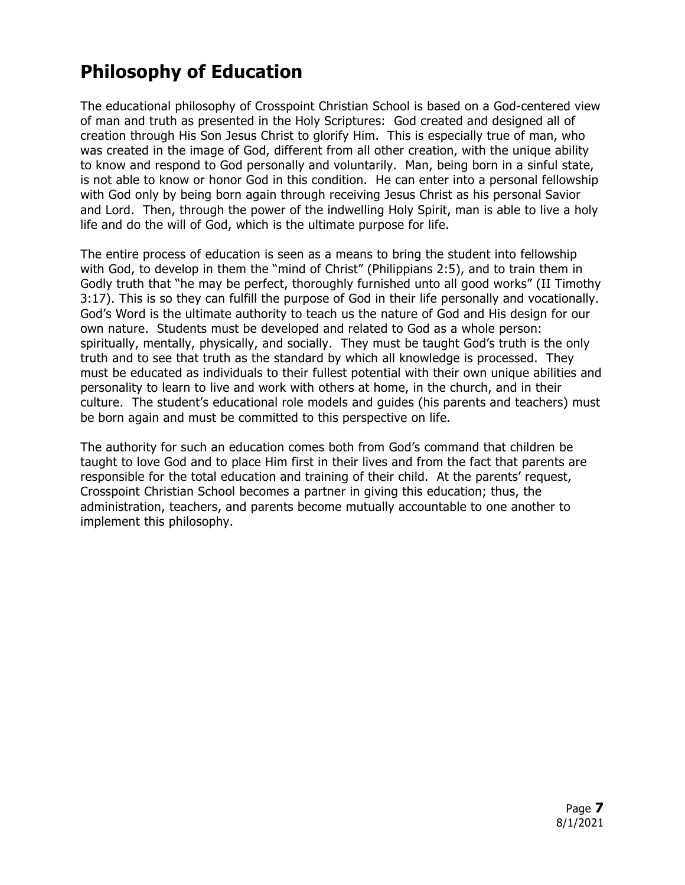# Philosophy of Education

The educational philosophy of Crosspoint Christian School is based on a God-centered view of man and truth as presented in the Holy Scriptures: God created and designed all of creation through His Son Jesus Christ to glorify Him. This is especially true of man, who was created in the image of God, different from all other creation, with the unique ability to know and respond to God personally and voluntarily. Man, being born in a sinful state, is not able to know or honor God in this condition. He can enter into a personal fellowship with God only by being born again through receiving Jesus Christ as his personal Savior and Lord. Then, through the power of the indwelling Holy Spirit, man is able to live a holy life and do the will of God, which is the ultimate purpose for life.

The entire process of education is seen as a means to bring the student into fellowship with God, to develop in them the "mind of Christ" (Philippians 2:5), and to train them in Godly truth that "he may be perfect, thoroughly furnished unto all good works" (II Timothy 3:17). This is so they can fulfill the purpose of God in their life personally and vocationally. God's Word is the ultimate authority to teach us the nature of God and His design for our own nature. Students must be developed and related to God as a whole person: spiritually, mentally, physically, and socially. They must be taught God's truth is the only truth and to see that truth as the standard by which all knowledge is processed. They must be educated as individuals to their fullest potential with their own unique abilities and personality to learn to live and work with others at home, in the church, and in their culture. The student's educational role models and guides (his parents and teachers) must be born again and must be committed to this perspective on life.

The authority for such an education comes both from God's command that children be taught to love God and to place Him first in their lives and from the fact that parents are responsible for the total education and training of their child. At the parents' request, Crosspoint Christian School becomes a partner in giving this education; thus, the administration, teachers, and parents become mutually accountable to one another to implement this philosophy.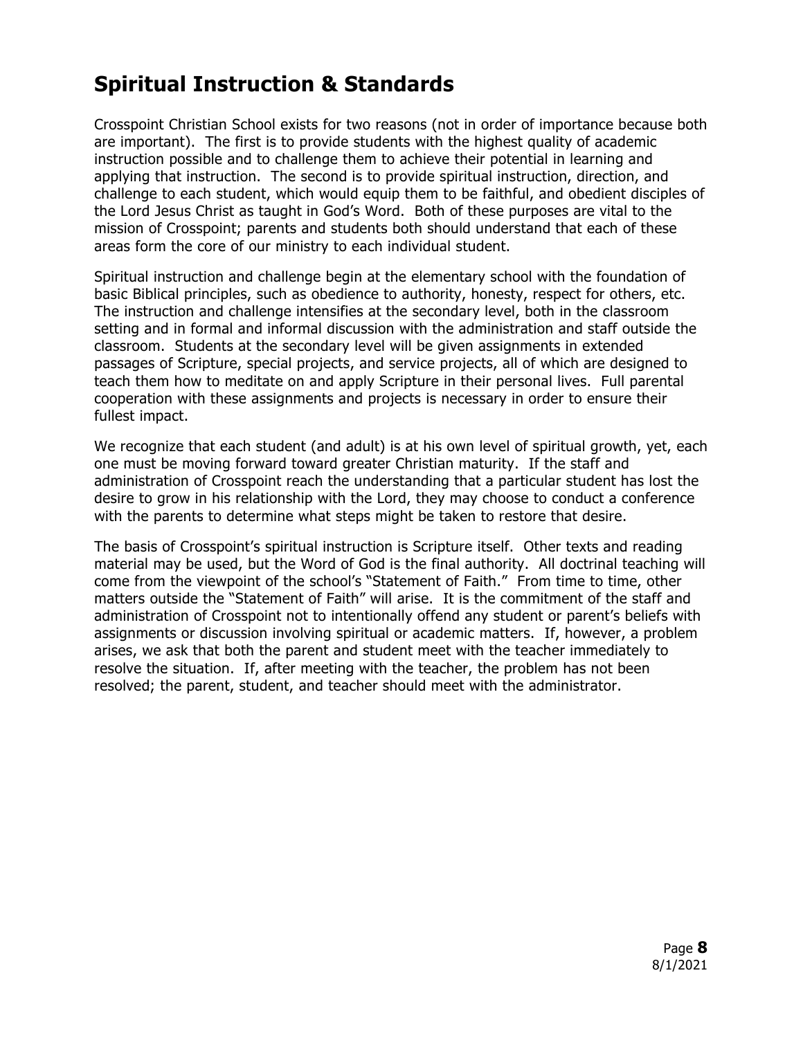## Spiritual Instruction & Standards

Crosspoint Christian School exists for two reasons (not in order of importance because both are important). The first is to provide students with the highest quality of academic instruction possible and to challenge them to achieve their potential in learning and applying that instruction. The second is to provide spiritual instruction, direction, and challenge to each student, which would equip them to be faithful, and obedient disciples of the Lord Jesus Christ as taught in God's Word. Both of these purposes are vital to the mission of Crosspoint; parents and students both should understand that each of these areas form the core of our ministry to each individual student.

Spiritual instruction and challenge begin at the elementary school with the foundation of basic Biblical principles, such as obedience to authority, honesty, respect for others, etc. The instruction and challenge intensifies at the secondary level, both in the classroom setting and in formal and informal discussion with the administration and staff outside the classroom. Students at the secondary level will be given assignments in extended passages of Scripture, special projects, and service projects, all of which are designed to teach them how to meditate on and apply Scripture in their personal lives. Full parental cooperation with these assignments and projects is necessary in order to ensure their fullest impact.

We recognize that each student (and adult) is at his own level of spiritual growth, yet, each one must be moving forward toward greater Christian maturity. If the staff and administration of Crosspoint reach the understanding that a particular student has lost the desire to grow in his relationship with the Lord, they may choose to conduct a conference with the parents to determine what steps might be taken to restore that desire.

The basis of Crosspoint's spiritual instruction is Scripture itself. Other texts and reading material may be used, but the Word of God is the final authority. All doctrinal teaching will come from the viewpoint of the school's "Statement of Faith." From time to time, other matters outside the "Statement of Faith" will arise. It is the commitment of the staff and administration of Crosspoint not to intentionally offend any student or parent's beliefs with assignments or discussion involving spiritual or academic matters. If, however, a problem arises, we ask that both the parent and student meet with the teacher immediately to resolve the situation. If, after meeting with the teacher, the problem has not been resolved; the parent, student, and teacher should meet with the administrator.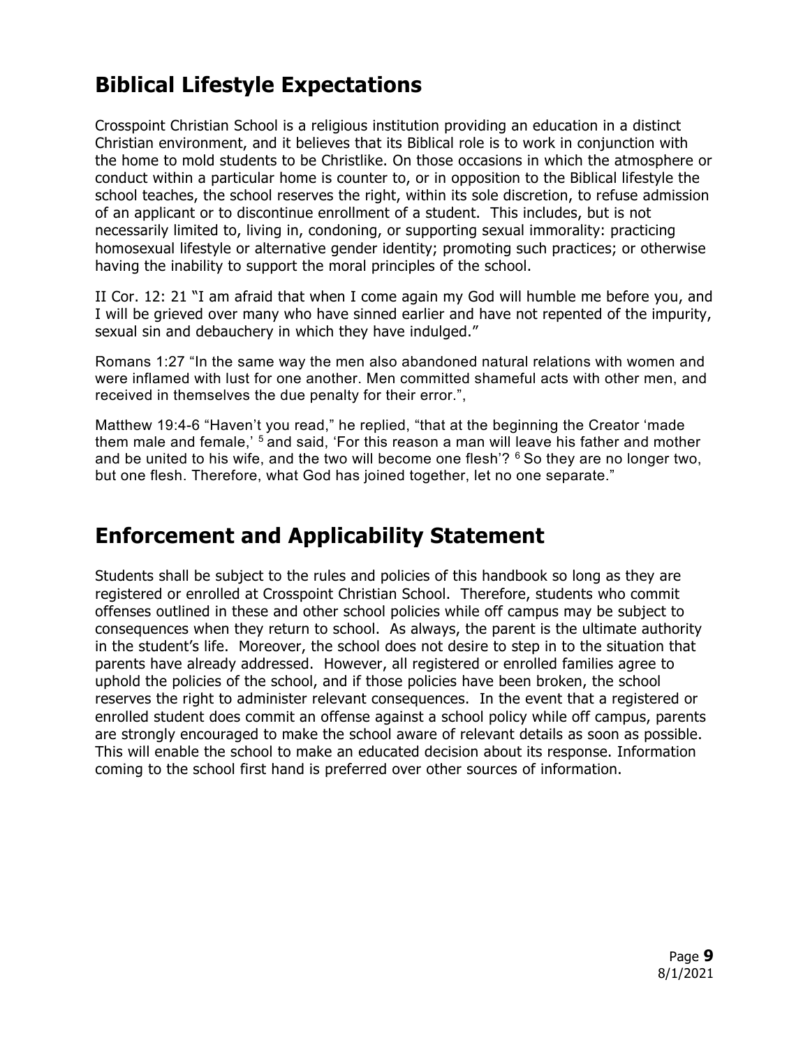## Biblical Lifestyle Expectations

Crosspoint Christian School is a religious institution providing an education in a distinct Christian environment, and it believes that its Biblical role is to work in conjunction with the home to mold students to be Christlike. On those occasions in which the atmosphere or conduct within a particular home is counter to, or in opposition to the Biblical lifestyle the school teaches, the school reserves the right, within its sole discretion, to refuse admission of an applicant or to discontinue enrollment of a student. This includes, but is not necessarily limited to, living in, condoning, or supporting sexual immorality: practicing homosexual lifestyle or alternative gender identity; promoting such practices; or otherwise having the inability to support the moral principles of the school.

II Cor. 12: 21 "I am afraid that when I come again my God will humble me before you, and I will be grieved over many who have sinned earlier and have not repented of the impurity, sexual sin and debauchery in which they have indulged."

Romans 1:27 "In the same way the men also abandoned natural relations with women and were inflamed with lust for one another. Men committed shameful acts with other men, and received in themselves the due penalty for their error.",

Matthew 19:4-6 "Haven't you read," he replied, "that at the beginning the Creator 'made them male and female,' [5] and said, 'For this reason a man will leave his father and mother and be united to his wife, and the two will become one flesh'? [6] So they are no longer two, but one flesh. Therefore, what God has joined together, let no one separate."

## Enforcement and Applicability Statement

Students shall be subject to the rules and policies of this handbook so long as they are registered or enrolled at Crosspoint Christian School. Therefore, students who commit offenses outlined in these and other school policies while off campus may be subject to consequences when they return to school. As always, the parent is the ultimate authority in the student's life. Moreover, the school does not desire to step in to the situation that parents have already addressed. However, all registered or enrolled families agree to uphold the policies of the school, and if those policies have been broken, the school reserves the right to administer relevant consequences. In the event that a registered or enrolled student does commit an offense against a school policy while off campus, parents are strongly encouraged to make the school aware of relevant details as soon as possible. This will enable the school to make an educated decision about its response. Information coming to the school first hand is preferred over other sources of information.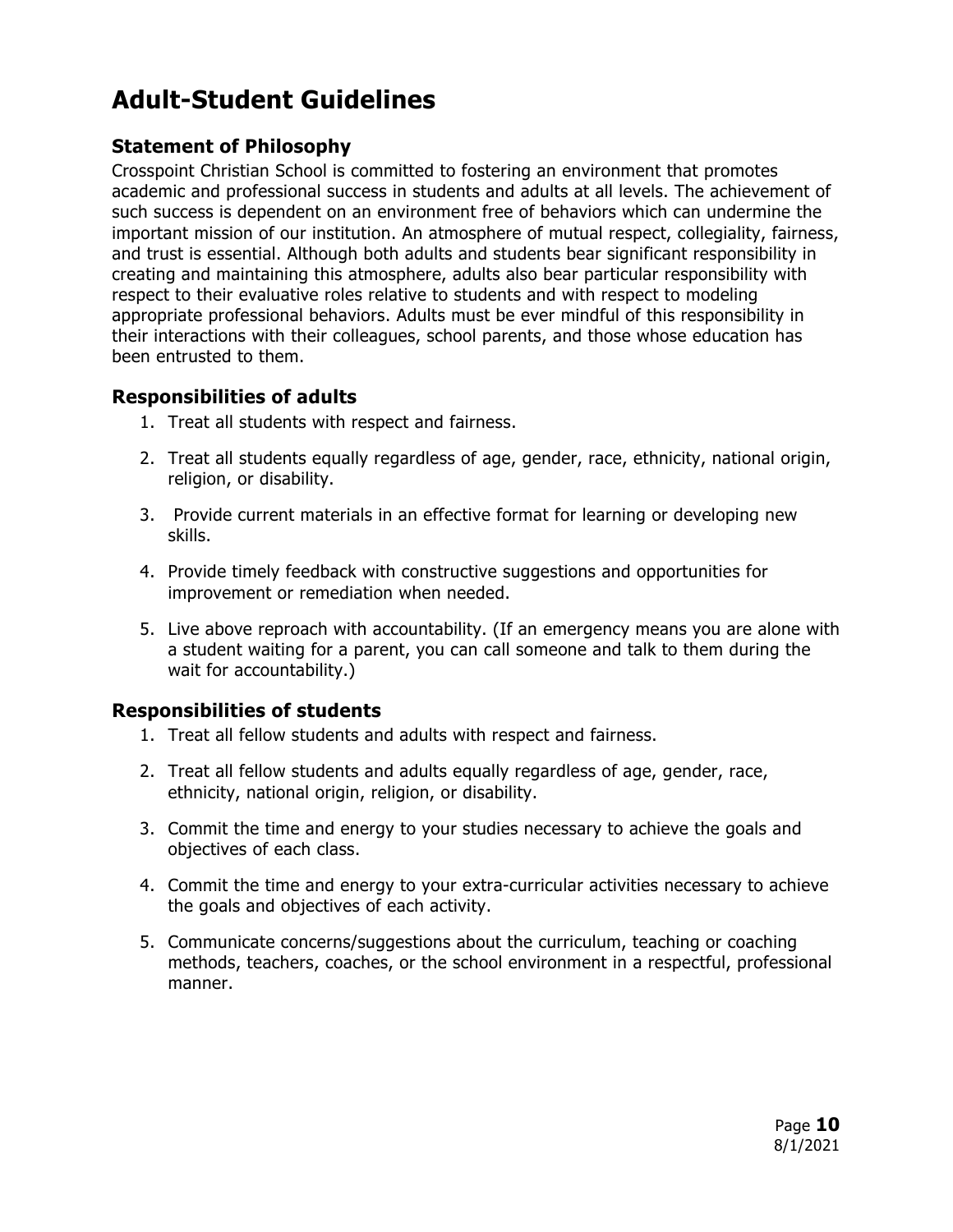# Adult-Student Guidelines

## Statement of Philosophy

Crosspoint Christian School is committed to fostering an environment that promotes academic and professional success in students and adults at all levels. The achievement of such success is dependent on an environment free of behaviors which can undermine the important mission of our institution. An atmosphere of mutual respect, collegiality, fairness, and trust is essential. Although both adults and students bear significant responsibility in creating and maintaining this atmosphere, adults also bear particular responsibility with respect to their evaluative roles relative to students and with respect to modeling appropriate professional behaviors. Adults must be ever mindful of this responsibility in their interactions with their colleagues, school parents, and those whose education has been entrusted to them.

## Responsibilities of adults

1. Treat all students with respect and fairness.
2. Treat all students equally regardless of age, gender, race, ethnicity, national origin, religion, or disability.
3. Provide current materials in an effective format for learning or developing new skills.
4. Provide timely feedback with constructive suggestions and opportunities for improvement or remediation when needed.
5. Live above reproach with accountability. (If an emergency means you are alone with a student waiting for a parent, you can call someone and talk to them during the wait for accountability.)

## Responsibilities of students

1. Treat all fellow students and adults with respect and fairness.
2. Treat all fellow students and adults equally regardless of age, gender, race, ethnicity, national origin, religion, or disability.
3. Commit the time and energy to your studies necessary to achieve the goals and objectives of each class.
4. Commit the time and energy to your extra-curricular activities necessary to achieve the goals and objectives of each activity.
5. Communicate concerns/suggestions about the curriculum, teaching or coaching methods, teachers, coaches, or the school environment in a respectful, professional manner.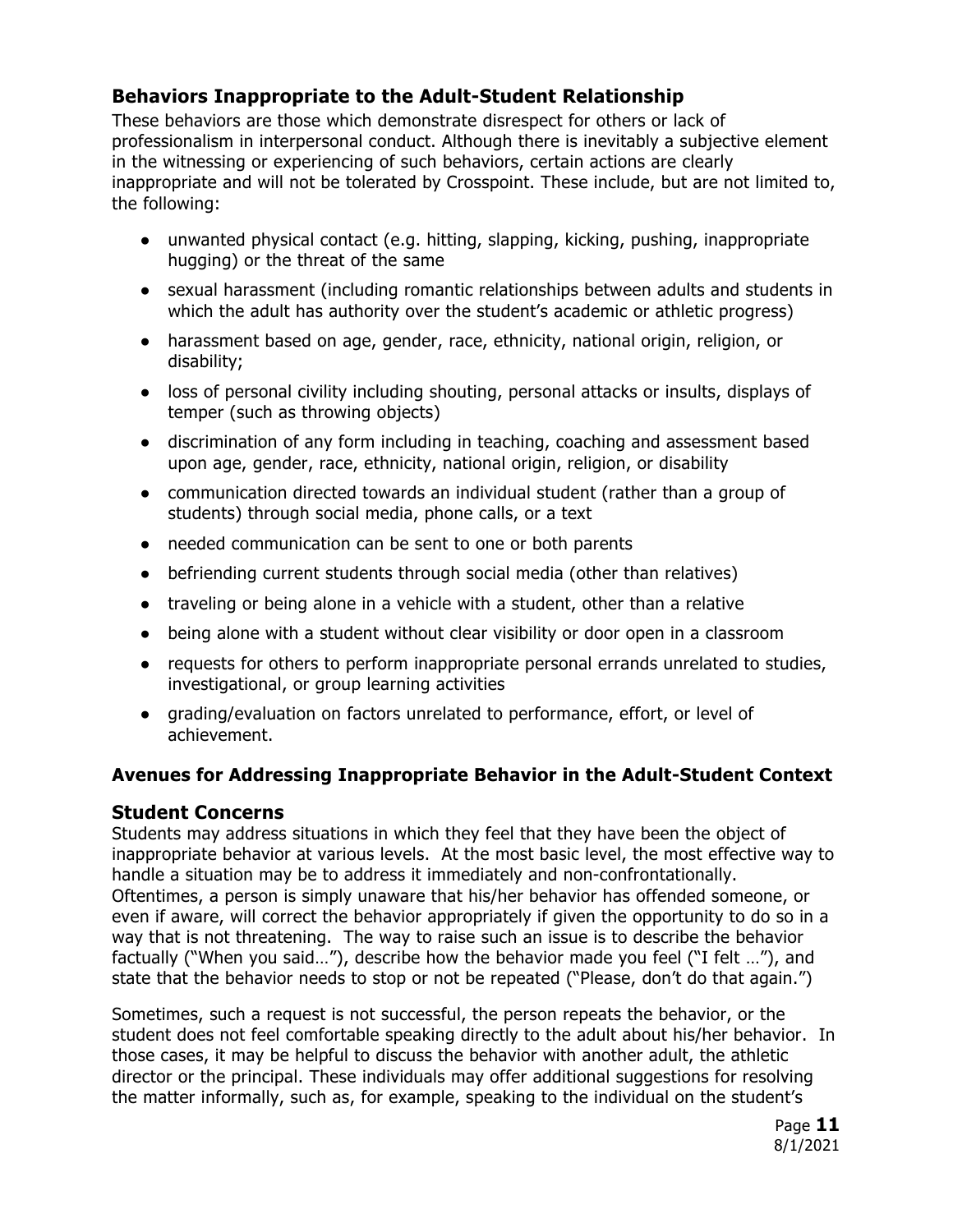### Behaviors Inappropriate to the Adult-Student Relationship

These behaviors are those which demonstrate disrespect for others or lack of professionalism in interpersonal conduct. Although there is inevitably a subjective element in the witnessing or experiencing of such behaviors, certain actions are clearly inappropriate and will not be tolerated by Crosspoint. These include, but are not limited to, the following:

- unwanted physical contact (e.g. hitting, slapping, kicking, pushing, inappropriate hugging) or the threat of the same
- sexual harassment (including romantic relationships between adults and students in which the adult has authority over the student's academic or athletic progress)
- harassment based on age, gender, race, ethnicity, national origin, religion, or disability;
- loss of personal civility including shouting, personal attacks or insults, displays of temper (such as throwing objects)
- discrimination of any form including in teaching, coaching and assessment based upon age, gender, race, ethnicity, national origin, religion, or disability
- communication directed towards an individual student (rather than a group of students) through social media, phone calls, or a text
- needed communication can be sent to one or both parents
- befriending current students through social media (other than relatives)
- traveling or being alone in a vehicle with a student, other than a relative
- being alone with a student without clear visibility or door open in a classroom
- requests for others to perform inappropriate personal errands unrelated to studies, investigational, or group learning activities
- grading/evaluation on factors unrelated to performance, effort, or level of achievement.

### Avenues for Addressing Inappropriate Behavior in the Adult-Student Context

### Student Concerns

Students may address situations in which they feel that they have been the object of inappropriate behavior at various levels. At the most basic level, the most effective way to handle a situation may be to address it immediately and non-confrontationally. Oftentimes, a person is simply unaware that his/her behavior has offended someone, or even if aware, will correct the behavior appropriately if given the opportunity to do so in a way that is not threatening. The way to raise such an issue is to describe the behavior factually ("When you said…"), describe how the behavior made you feel ("I felt …"), and state that the behavior needs to stop or not be repeated ("Please, don't do that again.")

Sometimes, such a request is not successful, the person repeats the behavior, or the student does not feel comfortable speaking directly to the adult about his/her behavior. In those cases, it may be helpful to discuss the behavior with another adult, the athletic director or the principal. These individuals may offer additional suggestions for resolving the matter informally, such as, for example, speaking to the individual on the student's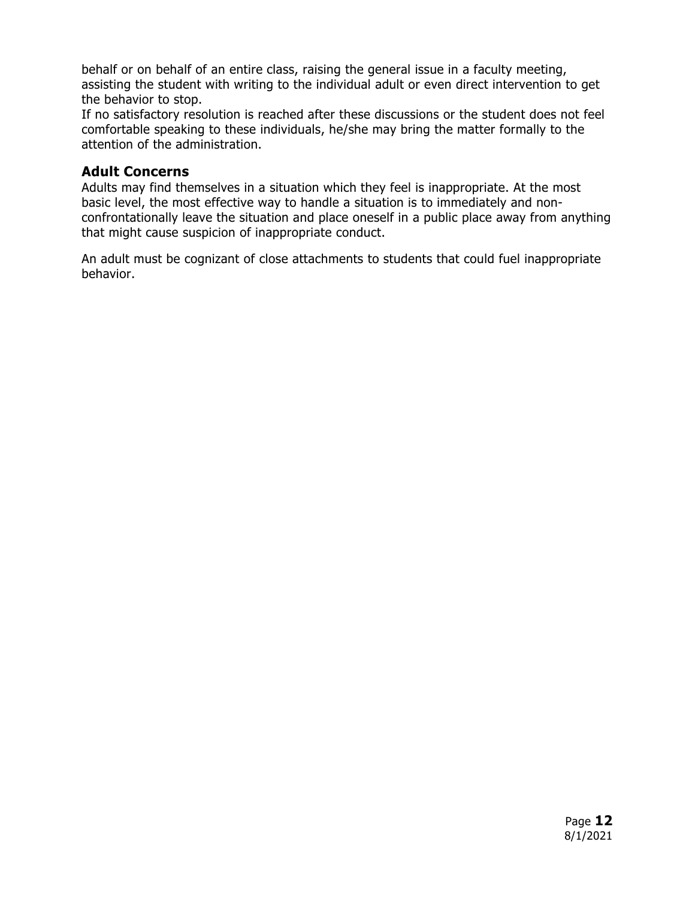behalf or on behalf of an entire class, raising the general issue in a faculty meeting, assisting the student with writing to the individual adult or even direct intervention to get the behavior to stop.

If no satisfactory resolution is reached after these discussions or the student does not feel comfortable speaking to these individuals, he/she may bring the matter formally to the attention of the administration.

## Adult Concerns

Adults may find themselves in a situation which they feel is inappropriate. At the most basic level, the most effective way to handle a situation is to immediately and non-confrontationally leave the situation and place oneself in a public place away from anything that might cause suspicion of inappropriate conduct.

An adult must be cognizant of close attachments to students that could fuel inappropriate behavior.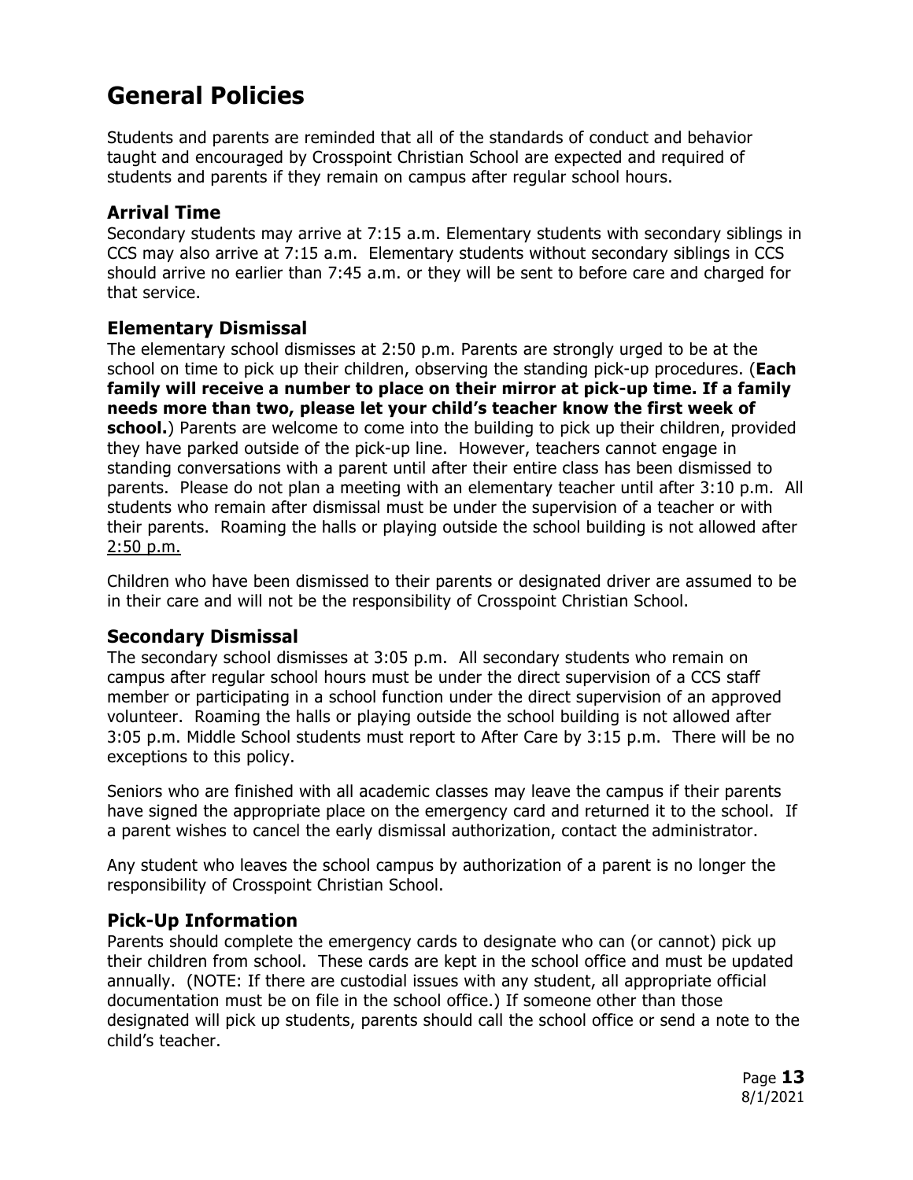# General Policies

Students and parents are reminded that all of the standards of conduct and behavior taught and encouraged by Crosspoint Christian School are expected and required of students and parents if they remain on campus after regular school hours.

## Arrival Time

Secondary students may arrive at 7:15 a.m. Elementary students with secondary siblings in CCS may also arrive at 7:15 a.m. Elementary students without secondary siblings in CCS should arrive no earlier than 7:45 a.m. or they will be sent to before care and charged for that service.

## Elementary Dismissal

The elementary school dismisses at 2:50 p.m. Parents are strongly urged to be at the school on time to pick up their children, observing the standing pick-up procedures. (**Each family will receive a number to place on their mirror at pick-up time. If a family needs more than two, please let your child's teacher know the first week of school.**) Parents are welcome to come into the building to pick up their children, provided they have parked outside of the pick-up line. However, teachers cannot engage in standing conversations with a parent until after their entire class has been dismissed to parents. Please do not plan a meeting with an elementary teacher until after 3:10 p.m. All students who remain after dismissal must be under the supervision of a teacher or with their parents. Roaming the halls or playing outside the school building is not allowed after 2:50 p.m.

Children who have been dismissed to their parents or designated driver are assumed to be in their care and will not be the responsibility of Crosspoint Christian School.

## Secondary Dismissal

The secondary school dismisses at 3:05 p.m. All secondary students who remain on campus after regular school hours must be under the direct supervision of a CCS staff member or participating in a school function under the direct supervision of an approved volunteer. Roaming the halls or playing outside the school building is not allowed after 3:05 p.m. Middle School students must report to After Care by 3:15 p.m. There will be no exceptions to this policy.

Seniors who are finished with all academic classes may leave the campus if their parents have signed the appropriate place on the emergency card and returned it to the school. If a parent wishes to cancel the early dismissal authorization, contact the administrator.

Any student who leaves the school campus by authorization of a parent is no longer the responsibility of Crosspoint Christian School.

## Pick-Up Information

Parents should complete the emergency cards to designate who can (or cannot) pick up their children from school. These cards are kept in the school office and must be updated annually. (NOTE: If there are custodial issues with any student, all appropriate official documentation must be on file in the school office.) If someone other than those designated will pick up students, parents should call the school office or send a note to the child's teacher.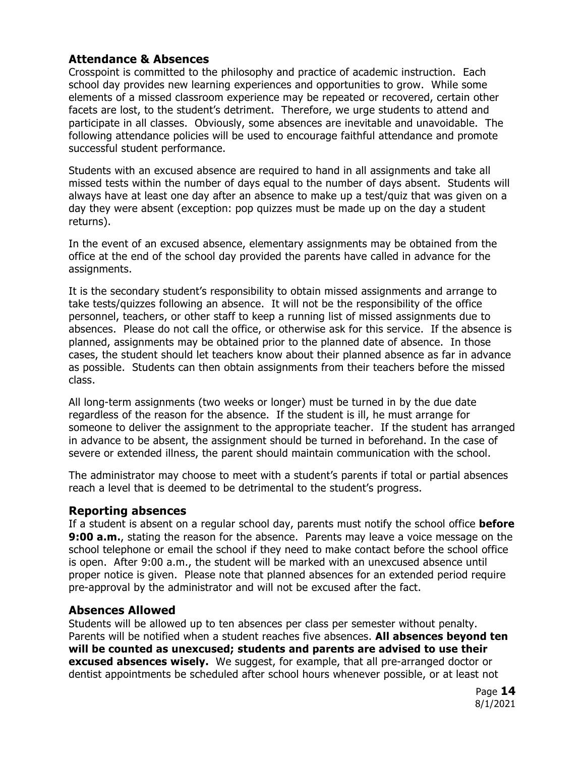## Attendance & Absences

Crosspoint is committed to the philosophy and practice of academic instruction. Each school day provides new learning experiences and opportunities to grow. While some elements of a missed classroom experience may be repeated or recovered, certain other facets are lost, to the student's detriment. Therefore, we urge students to attend and participate in all classes. Obviously, some absences are inevitable and unavoidable. The following attendance policies will be used to encourage faithful attendance and promote successful student performance.

Students with an excused absence are required to hand in all assignments and take all missed tests within the number of days equal to the number of days absent. Students will always have at least one day after an absence to make up a test/quiz that was given on a day they were absent (exception: pop quizzes must be made up on the day a student returns).

In the event of an excused absence, elementary assignments may be obtained from the office at the end of the school day provided the parents have called in advance for the assignments.

It is the secondary student's responsibility to obtain missed assignments and arrange to take tests/quizzes following an absence. It will not be the responsibility of the office personnel, teachers, or other staff to keep a running list of missed assignments due to absences. Please do not call the office, or otherwise ask for this service. If the absence is planned, assignments may be obtained prior to the planned date of absence. In those cases, the student should let teachers know about their planned absence as far in advance as possible. Students can then obtain assignments from their teachers before the missed class.

All long-term assignments (two weeks or longer) must be turned in by the due date regardless of the reason for the absence. If the student is ill, he must arrange for someone to deliver the assignment to the appropriate teacher. If the student has arranged in advance to be absent, the assignment should be turned in beforehand. In the case of severe or extended illness, the parent should maintain communication with the school.

The administrator may choose to meet with a student's parents if total or partial absences reach a level that is deemed to be detrimental to the student's progress.

## Reporting absences

If a student is absent on a regular school day, parents must notify the school office **before 9:00 a.m.**, stating the reason for the absence. Parents may leave a voice message on the school telephone or email the school if they need to make contact before the school office is open. After 9:00 a.m., the student will be marked with an unexcused absence until proper notice is given. Please note that planned absences for an extended period require pre-approval by the administrator and will not be excused after the fact.

## Absences Allowed

Students will be allowed up to ten absences per class per semester without penalty. Parents will be notified when a student reaches five absences. **All absences beyond ten will be counted as unexcused; students and parents are advised to use their excused absences wisely.** We suggest, for example, that all pre-arranged doctor or dentist appointments be scheduled after school hours whenever possible, or at least not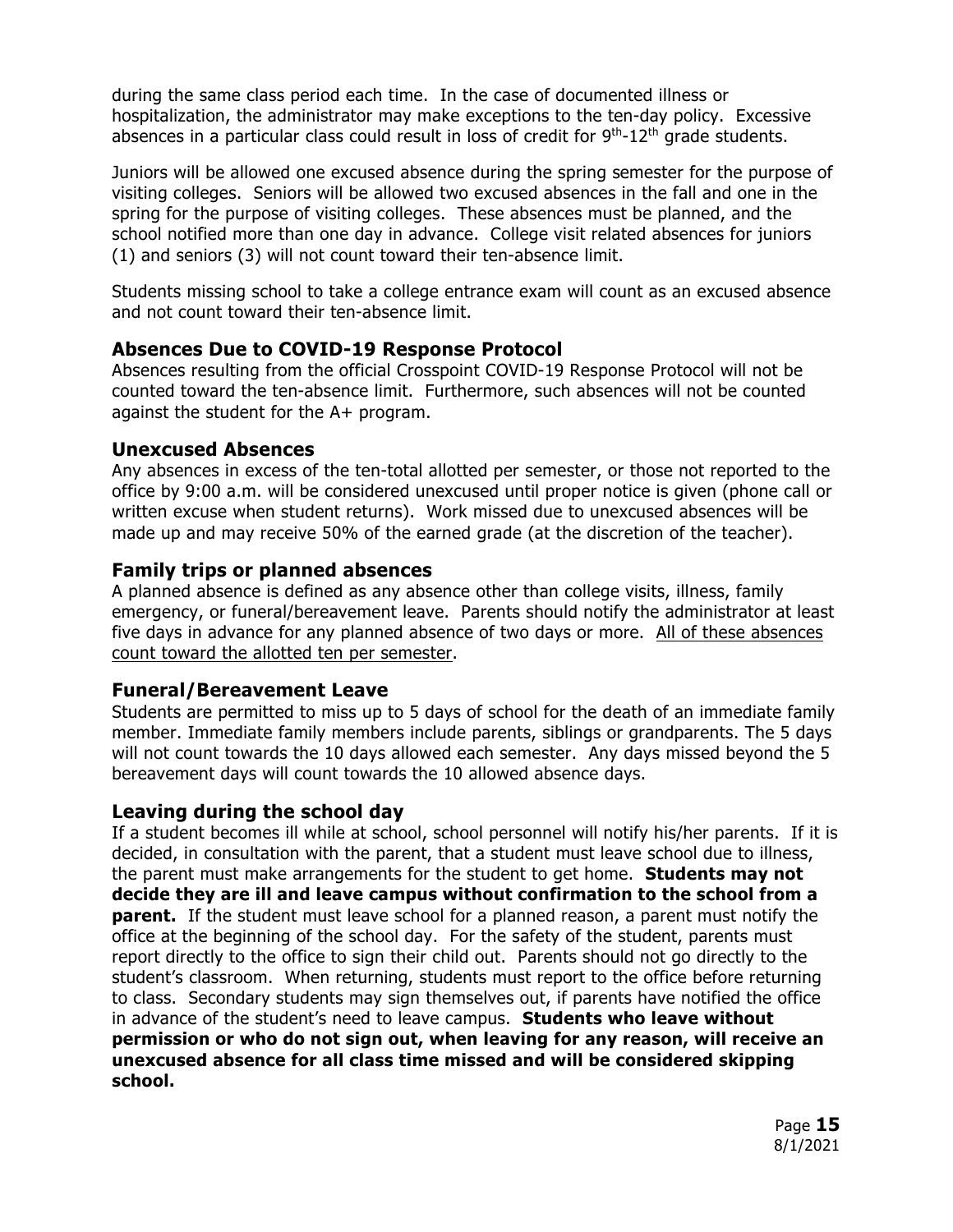during the same class period each time. In the case of documented illness or hospitalization, the administrator may make exceptions to the ten-day policy. Excessive absences in a particular class could result in loss of credit for 9th-12th grade students.

Juniors will be allowed one excused absence during the spring semester for the purpose of visiting colleges. Seniors will be allowed two excused absences in the fall and one in the spring for the purpose of visiting colleges. These absences must be planned, and the school notified more than one day in advance. College visit related absences for juniors (1) and seniors (3) will not count toward their ten-absence limit.

Students missing school to take a college entrance exam will count as an excused absence and not count toward their ten-absence limit.

## Absences Due to COVID-19 Response Protocol

Absences resulting from the official Crosspoint COVID-19 Response Protocol will not be counted toward the ten-absence limit. Furthermore, such absences will not be counted against the student for the A+ program.

## Unexcused Absences

Any absences in excess of the ten-total allotted per semester, or those not reported to the office by 9:00 a.m. will be considered unexcused until proper notice is given (phone call or written excuse when student returns). Work missed due to unexcused absences will be made up and may receive 50% of the earned grade (at the discretion of the teacher).

## Family trips or planned absences

A planned absence is defined as any absence other than college visits, illness, family emergency, or funeral/bereavement leave. Parents should notify the administrator at least five days in advance for any planned absence of two days or more. <u>All of these absences count toward the allotted ten per semester</u>.

## Funeral/Bereavement Leave

Students are permitted to miss up to 5 days of school for the death of an immediate family member. Immediate family members include parents, siblings or grandparents. The 5 days will not count towards the 10 days allowed each semester. Any days missed beyond the 5 bereavement days will count towards the 10 allowed absence days.

## Leaving during the school day

If a student becomes ill while at school, school personnel will notify his/her parents. If it is decided, in consultation with the parent, that a student must leave school due to illness, the parent must make arrangements for the student to get home. **Students may not decide they are ill and leave campus without confirmation to the school from a parent.** If the student must leave school for a planned reason, a parent must notify the office at the beginning of the school day. For the safety of the student, parents must report directly to the office to sign their child out. Parents should not go directly to the student's classroom. When returning, students must report to the office before returning to class. Secondary students may sign themselves out, if parents have notified the office in advance of the student's need to leave campus. **Students who leave without permission or who do not sign out, when leaving for any reason, will receive an unexcused absence for all class time missed and will be considered skipping school.**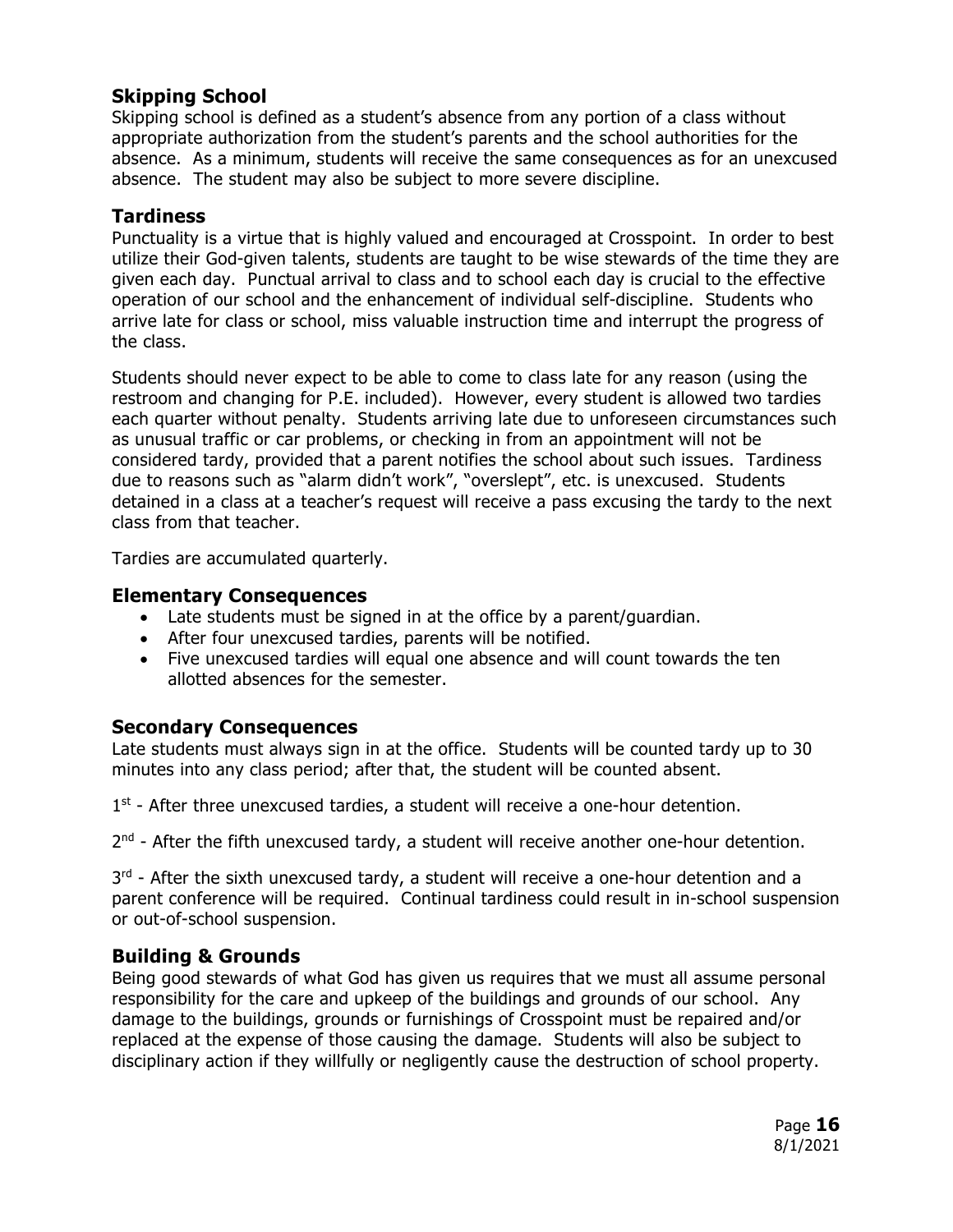## Skipping School

Skipping school is defined as a student's absence from any portion of a class without appropriate authorization from the student's parents and the school authorities for the absence. As a minimum, students will receive the same consequences as for an unexcused absence. The student may also be subject to more severe discipline.

## Tardiness

Punctuality is a virtue that is highly valued and encouraged at Crosspoint. In order to best utilize their God-given talents, students are taught to be wise stewards of the time they are given each day. Punctual arrival to class and to school each day is crucial to the effective operation of our school and the enhancement of individual self-discipline. Students who arrive late for class or school, miss valuable instruction time and interrupt the progress of the class.

Students should never expect to be able to come to class late for any reason (using the restroom and changing for P.E. included). However, every student is allowed two tardies each quarter without penalty. Students arriving late due to unforeseen circumstances such as unusual traffic or car problems, or checking in from an appointment will not be considered tardy, provided that a parent notifies the school about such issues. Tardiness due to reasons such as "alarm didn't work", "overslept", etc. is unexcused. Students detained in a class at a teacher's request will receive a pass excusing the tardy to the next class from that teacher.

Tardies are accumulated quarterly.

### Elementary Consequences

- Late students must be signed in at the office by a parent/guardian.
- After four unexcused tardies, parents will be notified.
- Five unexcused tardies will equal one absence and will count towards the ten allotted absences for the semester.

### Secondary Consequences

Late students must always sign in at the office. Students will be counted tardy up to 30 minutes into any class period; after that, the student will be counted absent.

1st - After three unexcused tardies, a student will receive a one-hour detention.

2nd - After the fifth unexcused tardy, a student will receive another one-hour detention.

3rd - After the sixth unexcused tardy, a student will receive a one-hour detention and a parent conference will be required. Continual tardiness could result in in-school suspension or out-of-school suspension.

## Building & Grounds

Being good stewards of what God has given us requires that we must all assume personal responsibility for the care and upkeep of the buildings and grounds of our school. Any damage to the buildings, grounds or furnishings of Crosspoint must be repaired and/or replaced at the expense of those causing the damage. Students will also be subject to disciplinary action if they willfully or negligently cause the destruction of school property.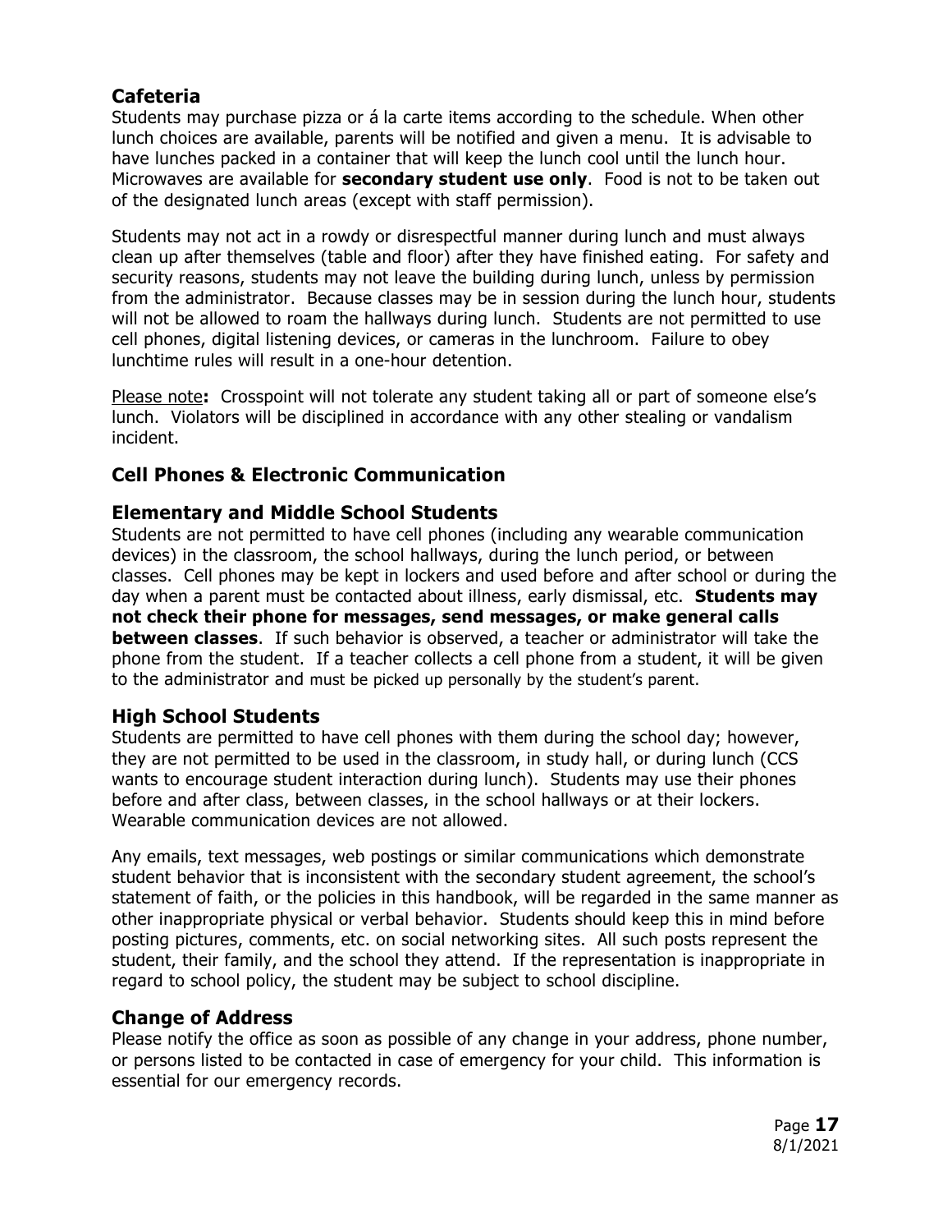## Cafeteria

Students may purchase pizza or á la carte items according to the schedule. When other lunch choices are available, parents will be notified and given a menu. It is advisable to have lunches packed in a container that will keep the lunch cool until the lunch hour. Microwaves are available for **secondary student use only**. Food is not to be taken out of the designated lunch areas (except with staff permission).

Students may not act in a rowdy or disrespectful manner during lunch and must always clean up after themselves (table and floor) after they have finished eating. For safety and security reasons, students may not leave the building during lunch, unless by permission from the administrator. Because classes may be in session during the lunch hour, students will not be allowed to roam the hallways during lunch. Students are not permitted to use cell phones, digital listening devices, or cameras in the lunchroom. Failure to obey lunchtime rules will result in a one-hour detention.

Please note**:** Crosspoint will not tolerate any student taking all or part of someone else's lunch. Violators will be disciplined in accordance with any other stealing or vandalism incident.

## Cell Phones & Electronic Communication

### Elementary and Middle School Students

Students are not permitted to have cell phones (including any wearable communication devices) in the classroom, the school hallways, during the lunch period, or between classes. Cell phones may be kept in lockers and used before and after school or during the day when a parent must be contacted about illness, early dismissal, etc. **Students may not check their phone for messages, send messages, or make general calls between classes**. If such behavior is observed, a teacher or administrator will take the phone from the student. If a teacher collects a cell phone from a student, it will be given to the administrator and must be picked up personally by the student's parent.

### High School Students

Students are permitted to have cell phones with them during the school day; however, they are not permitted to be used in the classroom, in study hall, or during lunch (CCS wants to encourage student interaction during lunch). Students may use their phones before and after class, between classes, in the school hallways or at their lockers. Wearable communication devices are not allowed.

Any emails, text messages, web postings or similar communications which demonstrate student behavior that is inconsistent with the secondary student agreement, the school's statement of faith, or the policies in this handbook, will be regarded in the same manner as other inappropriate physical or verbal behavior. Students should keep this in mind before posting pictures, comments, etc. on social networking sites. All such posts represent the student, their family, and the school they attend. If the representation is inappropriate in regard to school policy, the student may be subject to school discipline.

## Change of Address

Please notify the office as soon as possible of any change in your address, phone number, or persons listed to be contacted in case of emergency for your child. This information is essential for our emergency records.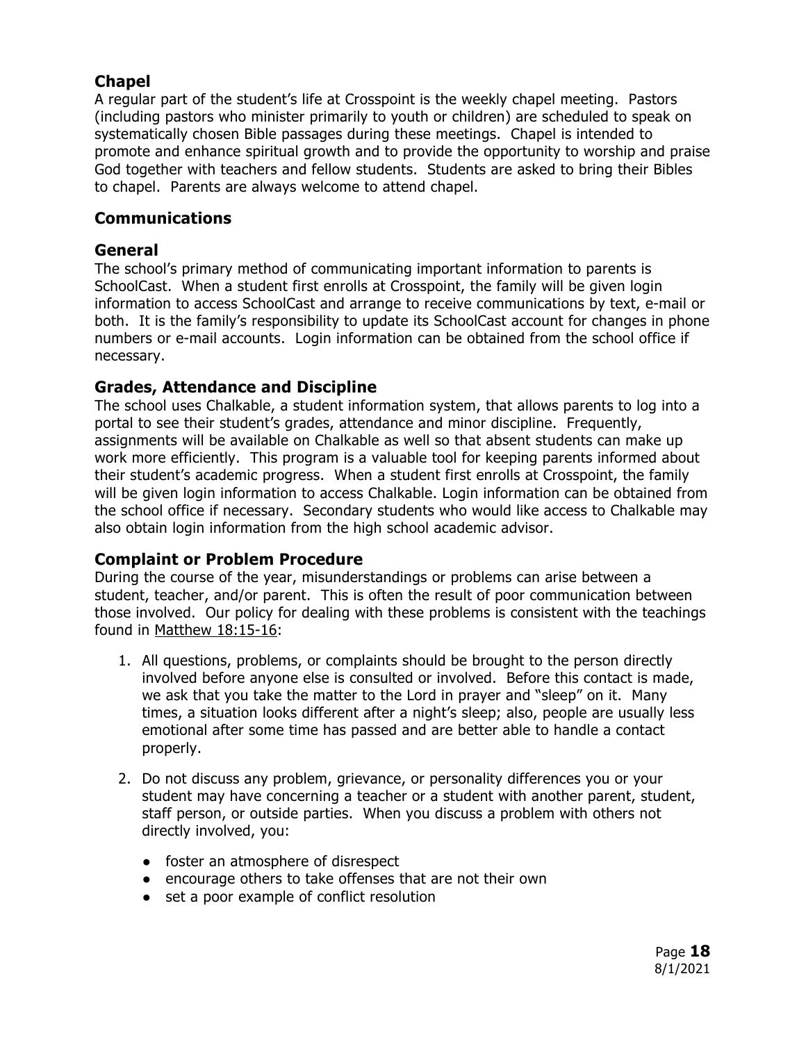## Chapel

A regular part of the student's life at Crosspoint is the weekly chapel meeting. Pastors (including pastors who minister primarily to youth or children) are scheduled to speak on systematically chosen Bible passages during these meetings. Chapel is intended to promote and enhance spiritual growth and to provide the opportunity to worship and praise God together with teachers and fellow students. Students are asked to bring their Bibles to chapel. Parents are always welcome to attend chapel.

## Communications

### General

The school's primary method of communicating important information to parents is SchoolCast. When a student first enrolls at Crosspoint, the family will be given login information to access SchoolCast and arrange to receive communications by text, e-mail or both. It is the family's responsibility to update its SchoolCast account for changes in phone numbers or e-mail accounts. Login information can be obtained from the school office if necessary.

### Grades, Attendance and Discipline

The school uses Chalkable, a student information system, that allows parents to log into a portal to see their student's grades, attendance and minor discipline. Frequently, assignments will be available on Chalkable as well so that absent students can make up work more efficiently. This program is a valuable tool for keeping parents informed about their student's academic progress. When a student first enrolls at Crosspoint, the family will be given login information to access Chalkable. Login information can be obtained from the school office if necessary. Secondary students who would like access to Chalkable may also obtain login information from the high school academic advisor.

### Complaint or Problem Procedure

During the course of the year, misunderstandings or problems can arise between a student, teacher, and/or parent. This is often the result of poor communication between those involved. Our policy for dealing with these problems is consistent with the teachings found in Matthew 18:15-16:

1. All questions, problems, or complaints should be brought to the person directly involved before anyone else is consulted or involved. Before this contact is made, we ask that you take the matter to the Lord in prayer and "sleep" on it. Many times, a situation looks different after a night's sleep; also, people are usually less emotional after some time has passed and are better able to handle a contact properly.

2. Do not discuss any problem, grievance, or personality differences you or your student may have concerning a teacher or a student with another parent, student, staff person, or outside parties. When you discuss a problem with others not directly involved, you:

   - foster an atmosphere of disrespect
   - encourage others to take offenses that are not their own
   - set a poor example of conflict resolution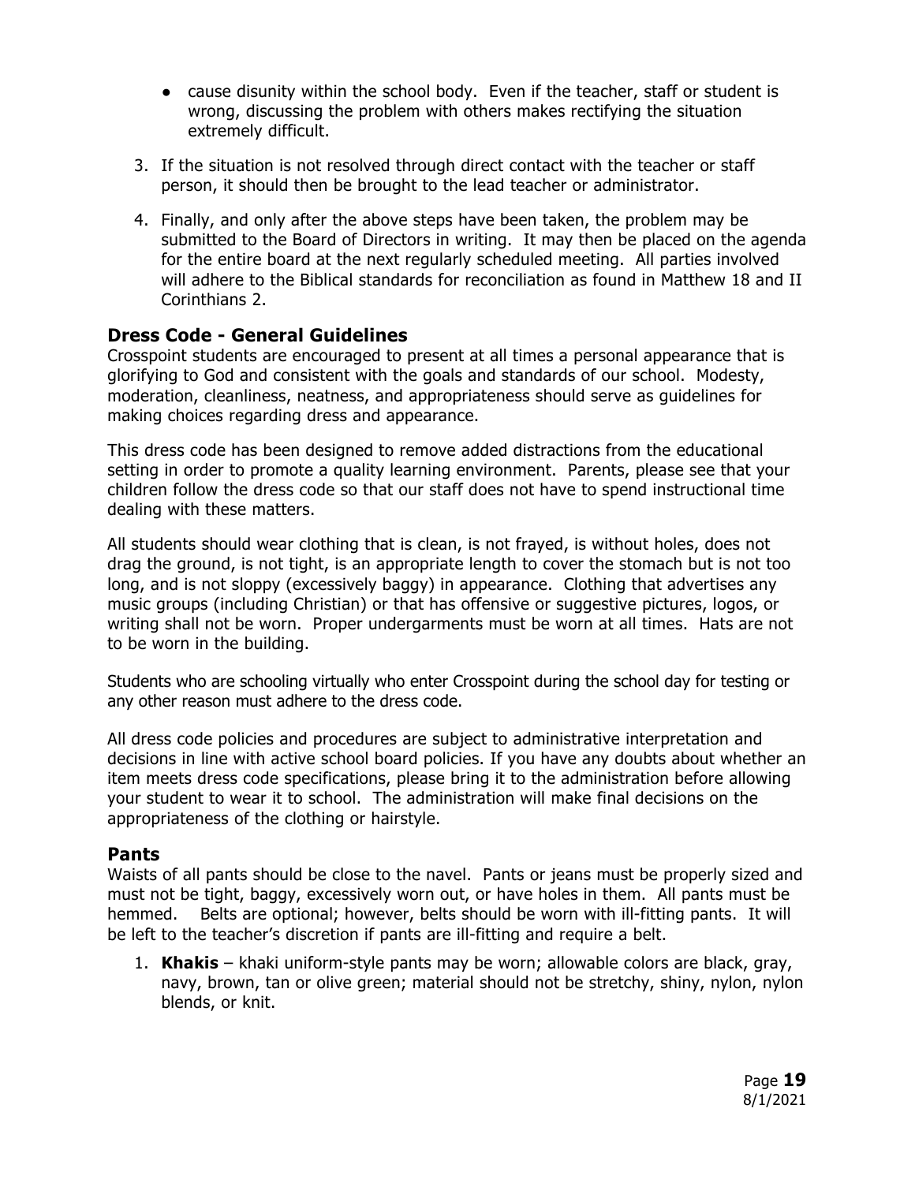- cause disunity within the school body. Even if the teacher, staff or student is wrong, discussing the problem with others makes rectifying the situation extremely difficult.

3. If the situation is not resolved through direct contact with the teacher or staff person, it should then be brought to the lead teacher or administrator.
4. Finally, and only after the above steps have been taken, the problem may be submitted to the Board of Directors in writing. It may then be placed on the agenda for the entire board at the next regularly scheduled meeting. All parties involved will adhere to the Biblical standards for reconciliation as found in Matthew 18 and II Corinthians 2.

## Dress Code - General Guidelines

Crosspoint students are encouraged to present at all times a personal appearance that is glorifying to God and consistent with the goals and standards of our school. Modesty, moderation, cleanliness, neatness, and appropriateness should serve as guidelines for making choices regarding dress and appearance.

This dress code has been designed to remove added distractions from the educational setting in order to promote a quality learning environment. Parents, please see that your children follow the dress code so that our staff does not have to spend instructional time dealing with these matters.

All students should wear clothing that is clean, is not frayed, is without holes, does not drag the ground, is not tight, is an appropriate length to cover the stomach but is not too long, and is not sloppy (excessively baggy) in appearance. Clothing that advertises any music groups (including Christian) or that has offensive or suggestive pictures, logos, or writing shall not be worn. Proper undergarments must be worn at all times. Hats are not to be worn in the building.

Students who are schooling virtually who enter Crosspoint during the school day for testing or any other reason must adhere to the dress code.

All dress code policies and procedures are subject to administrative interpretation and decisions in line with active school board policies. If you have any doubts about whether an item meets dress code specifications, please bring it to the administration before allowing your student to wear it to school. The administration will make final decisions on the appropriateness of the clothing or hairstyle.

## Pants

Waists of all pants should be close to the navel. Pants or jeans must be properly sized and must not be tight, baggy, excessively worn out, or have holes in them. All pants must be hemmed. Belts are optional; however, belts should be worn with ill-fitting pants. It will be left to the teacher's discretion if pants are ill-fitting and require a belt.

1. **Khakis** – khaki uniform-style pants may be worn; allowable colors are black, gray, navy, brown, tan or olive green; material should not be stretchy, shiny, nylon, nylon blends, or knit.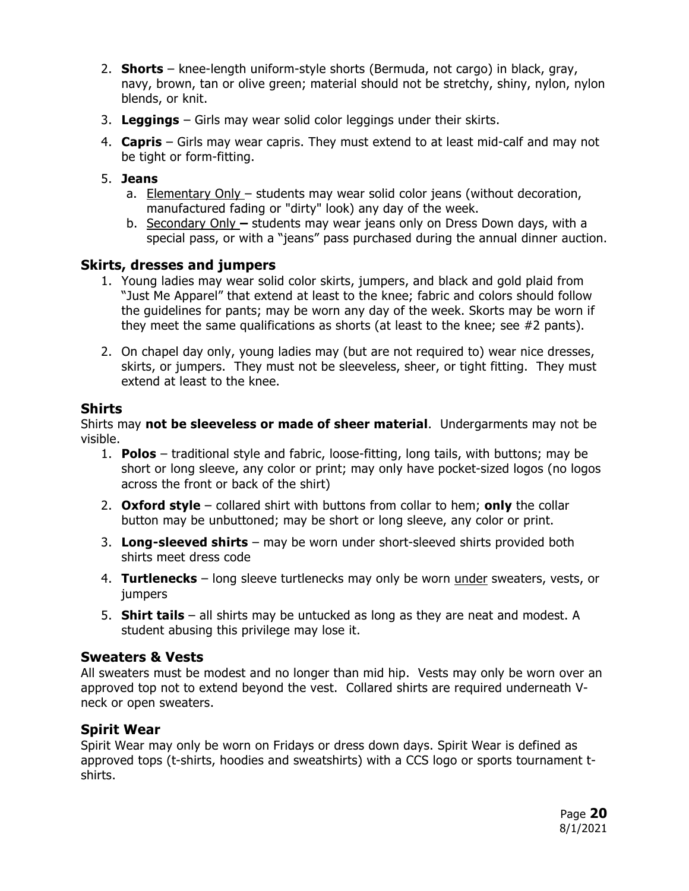2. **Shorts** – knee-length uniform-style shorts (Bermuda, not cargo) in black, gray, navy, brown, tan or olive green; material should not be stretchy, shiny, nylon, nylon blends, or knit.
3. **Leggings** – Girls may wear solid color leggings under their skirts.
4. **Capris** – Girls may wear capris. They must extend to at least mid-calf and may not be tight or form-fitting.
5. **Jeans**
   a. Elementary Only – students may wear solid color jeans (without decoration, manufactured fading or "dirty" look) any day of the week.
   b. Secondary Only **–** students may wear jeans only on Dress Down days, with a special pass, or with a "jeans" pass purchased during the annual dinner auction.

## Skirts, dresses and jumpers

1. Young ladies may wear solid color skirts, jumpers, and black and gold plaid from "Just Me Apparel" that extend at least to the knee; fabric and colors should follow the guidelines for pants; may be worn any day of the week. Skorts may be worn if they meet the same qualifications as shorts (at least to the knee; see #2 pants).
2. On chapel day only, young ladies may (but are not required to) wear nice dresses, skirts, or jumpers. They must not be sleeveless, sheer, or tight fitting. They must extend at least to the knee.

## Shirts

Shirts may **not be sleeveless or made of sheer material**. Undergarments may not be visible.

1. **Polos** – traditional style and fabric, loose-fitting, long tails, with buttons; may be short or long sleeve, any color or print; may only have pocket-sized logos (no logos across the front or back of the shirt)
2. **Oxford style** – collared shirt with buttons from collar to hem; **only** the collar button may be unbuttoned; may be short or long sleeve, any color or print.
3. **Long-sleeved shirts** – may be worn under short-sleeved shirts provided both shirts meet dress code
4. **Turtlenecks** – long sleeve turtlenecks may only be worn under sweaters, vests, or jumpers
5. **Shirt tails** – all shirts may be untucked as long as they are neat and modest. A student abusing this privilege may lose it.

## Sweaters & Vests

All sweaters must be modest and no longer than mid hip. Vests may only be worn over an approved top not to extend beyond the vest. Collared shirts are required underneath V-neck or open sweaters.

## Spirit Wear

Spirit Wear may only be worn on Fridays or dress down days. Spirit Wear is defined as approved tops (t-shirts, hoodies and sweatshirts) with a CCS logo or sports tournament t-shirts.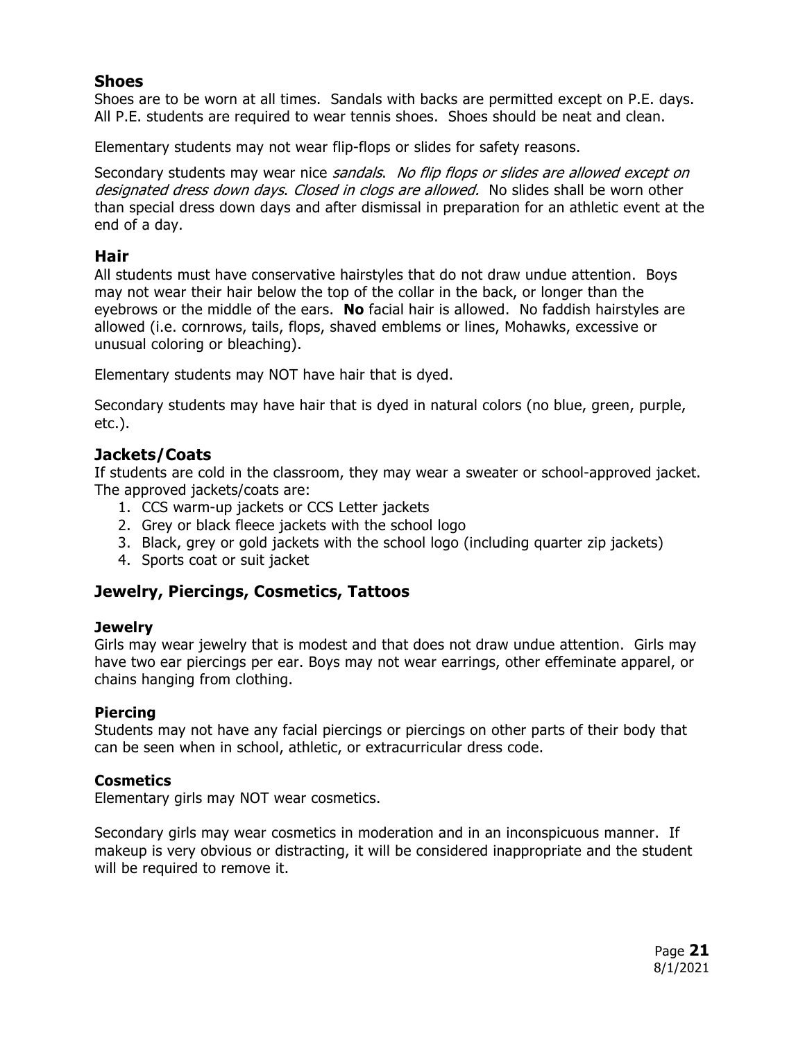## Shoes

Shoes are to be worn at all times. Sandals with backs are permitted except on P.E. days. All P.E. students are required to wear tennis shoes. Shoes should be neat and clean.

Elementary students may not wear flip-flops or slides for safety reasons.

Secondary students may wear nice *sandals*. *No flip flops or slides are allowed except on designated dress down days*. *Closed in clogs are allowed.* No slides shall be worn other than special dress down days and after dismissal in preparation for an athletic event at the end of a day.

## Hair

All students must have conservative hairstyles that do not draw undue attention. Boys may not wear their hair below the top of the collar in the back, or longer than the eyebrows or the middle of the ears. **No** facial hair is allowed. No faddish hairstyles are allowed (i.e. cornrows, tails, flops, shaved emblems or lines, Mohawks, excessive or unusual coloring or bleaching).

Elementary students may NOT have hair that is dyed.

Secondary students may have hair that is dyed in natural colors (no blue, green, purple, etc.).

## Jackets/Coats

If students are cold in the classroom, they may wear a sweater or school-approved jacket. The approved jackets/coats are:

1. CCS warm-up jackets or CCS Letter jackets
2. Grey or black fleece jackets with the school logo
3. Black, grey or gold jackets with the school logo (including quarter zip jackets)
4. Sports coat or suit jacket

## Jewelry, Piercings, Cosmetics, Tattoos

### Jewelry

Girls may wear jewelry that is modest and that does not draw undue attention. Girls may have two ear piercings per ear. Boys may not wear earrings, other effeminate apparel, or chains hanging from clothing.

### Piercing

Students may not have any facial piercings or piercings on other parts of their body that can be seen when in school, athletic, or extracurricular dress code.

### Cosmetics

Elementary girls may NOT wear cosmetics.

Secondary girls may wear cosmetics in moderation and in an inconspicuous manner. If makeup is very obvious or distracting, it will be considered inappropriate and the student will be required to remove it.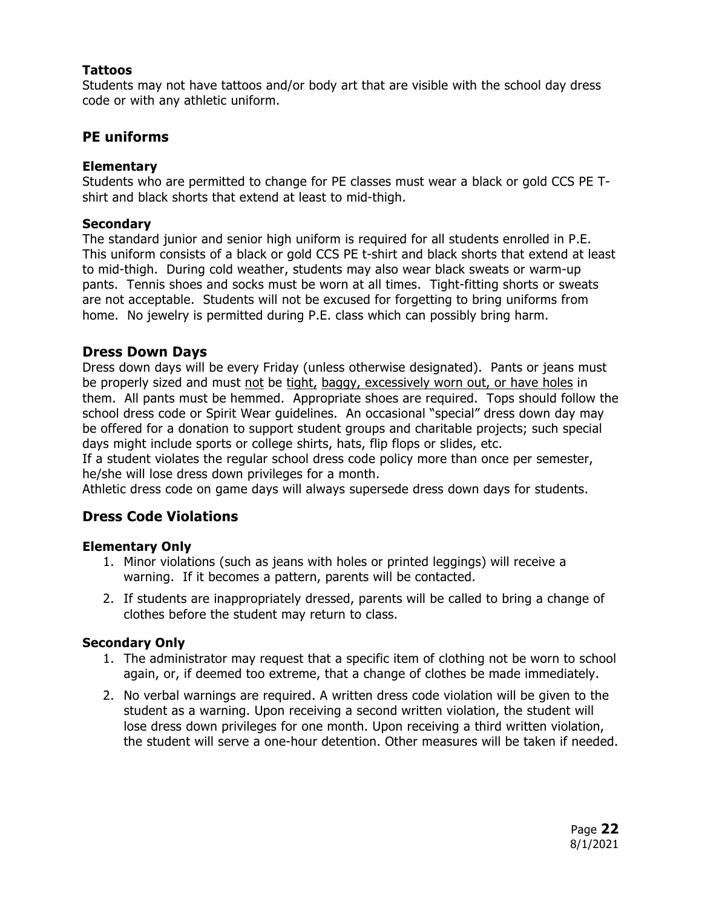### Tattoos

Students may not have tattoos and/or body art that are visible with the school day dress code or with any athletic uniform.

## PE uniforms

### Elementary

Students who are permitted to change for PE classes must wear a black or gold CCS PE T-shirt and black shorts that extend at least to mid-thigh.

### Secondary

The standard junior and senior high uniform is required for all students enrolled in P.E. This uniform consists of a black or gold CCS PE t-shirt and black shorts that extend at least to mid-thigh. During cold weather, students may also wear black sweats or warm-up pants. Tennis shoes and socks must be worn at all times. Tight-fitting shorts or sweats are not acceptable. Students will not be excused for forgetting to bring uniforms from home. No jewelry is permitted during P.E. class which can possibly bring harm.

## Dress Down Days

Dress down days will be every Friday (unless otherwise designated). Pants or jeans must be properly sized and must <u>not</u> be <u>tight</u>, <u>baggy, excessively worn out, or have holes</u> in them. All pants must be hemmed. Appropriate shoes are required. Tops should follow the school dress code or Spirit Wear guidelines. An occasional "special" dress down day may be offered for a donation to support student groups and charitable projects; such special days might include sports or college shirts, hats, flip flops or slides, etc.

If a student violates the regular school dress code policy more than once per semester, he/she will lose dress down privileges for a month.

Athletic dress code on game days will always supersede dress down days for students.

## Dress Code Violations

### Elementary Only

1. Minor violations (such as jeans with holes or printed leggings) will receive a warning. If it becomes a pattern, parents will be contacted.
2. If students are inappropriately dressed, parents will be called to bring a change of clothes before the student may return to class.

### Secondary Only

1. The administrator may request that a specific item of clothing not be worn to school again, or, if deemed too extreme, that a change of clothes be made immediately.
2. No verbal warnings are required. A written dress code violation will be given to the student as a warning. Upon receiving a second written violation, the student will lose dress down privileges for one month. Upon receiving a third written violation, the student will serve a one-hour detention. Other measures will be taken if needed.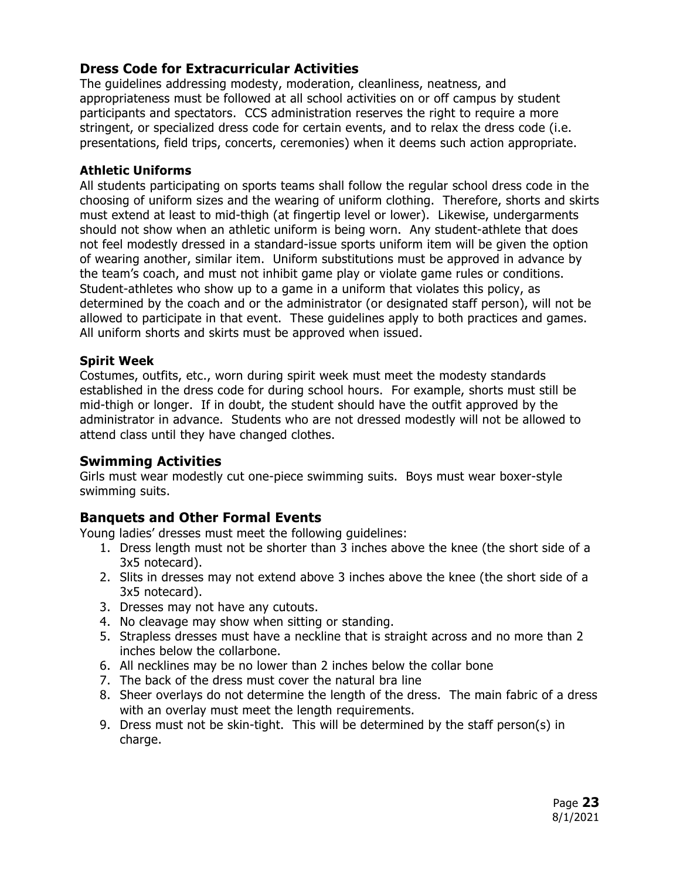## Dress Code for Extracurricular Activities

The guidelines addressing modesty, moderation, cleanliness, neatness, and appropriateness must be followed at all school activities on or off campus by student participants and spectators. CCS administration reserves the right to require a more stringent, or specialized dress code for certain events, and to relax the dress code (i.e. presentations, field trips, concerts, ceremonies) when it deems such action appropriate.

### Athletic Uniforms

All students participating on sports teams shall follow the regular school dress code in the choosing of uniform sizes and the wearing of uniform clothing. Therefore, shorts and skirts must extend at least to mid-thigh (at fingertip level or lower). Likewise, undergarments should not show when an athletic uniform is being worn. Any student-athlete that does not feel modestly dressed in a standard-issue sports uniform item will be given the option of wearing another, similar item. Uniform substitutions must be approved in advance by the team's coach, and must not inhibit game play or violate game rules or conditions. Student-athletes who show up to a game in a uniform that violates this policy, as determined by the coach and or the administrator (or designated staff person), will not be allowed to participate in that event. These guidelines apply to both practices and games. All uniform shorts and skirts must be approved when issued.

### Spirit Week

Costumes, outfits, etc., worn during spirit week must meet the modesty standards established in the dress code for during school hours. For example, shorts must still be mid-thigh or longer. If in doubt, the student should have the outfit approved by the administrator in advance. Students who are not dressed modestly will not be allowed to attend class until they have changed clothes.

## Swimming Activities

Girls must wear modestly cut one-piece swimming suits. Boys must wear boxer-style swimming suits.

## Banquets and Other Formal Events

Young ladies' dresses must meet the following guidelines:

1. Dress length must not be shorter than 3 inches above the knee (the short side of a 3x5 notecard).
2. Slits in dresses may not extend above 3 inches above the knee (the short side of a 3x5 notecard).
3. Dresses may not have any cutouts.
4. No cleavage may show when sitting or standing.
5. Strapless dresses must have a neckline that is straight across and no more than 2 inches below the collarbone.
6. All necklines may be no lower than 2 inches below the collar bone
7. The back of the dress must cover the natural bra line
8. Sheer overlays do not determine the length of the dress. The main fabric of a dress with an overlay must meet the length requirements.
9. Dress must not be skin-tight. This will be determined by the staff person(s) in charge.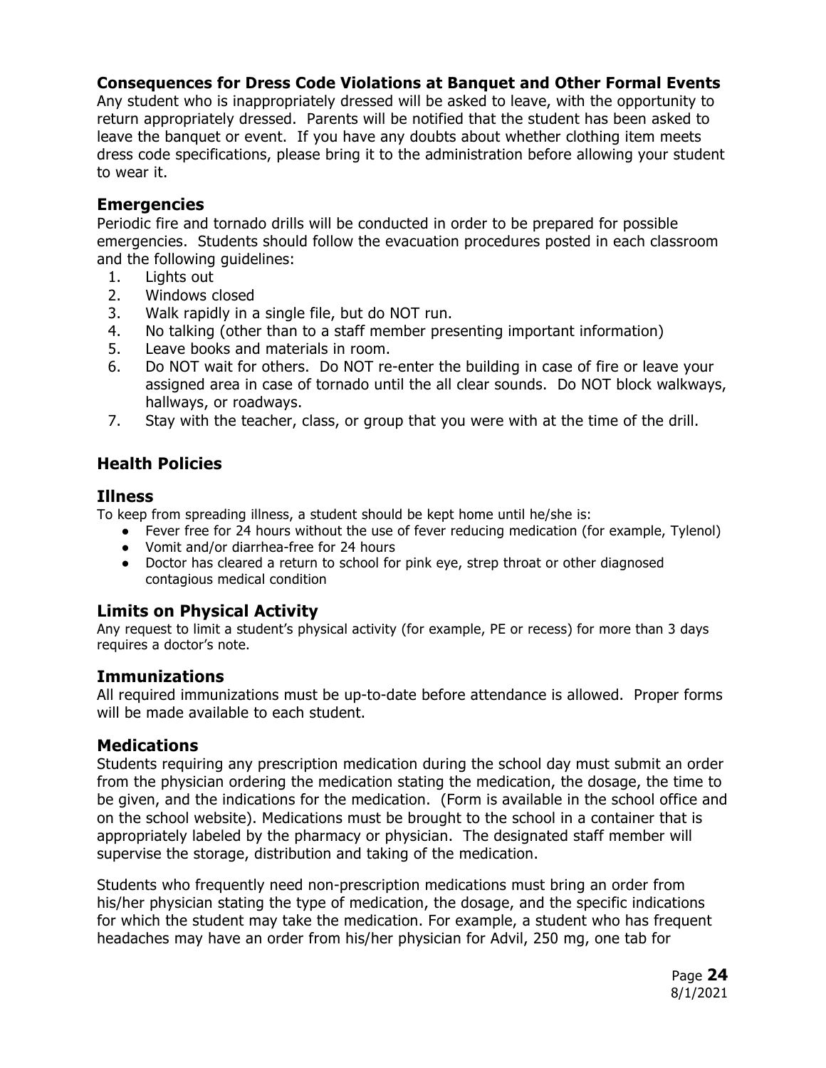### Consequences for Dress Code Violations at Banquet and Other Formal Events

Any student who is inappropriately dressed will be asked to leave, with the opportunity to return appropriately dressed. Parents will be notified that the student has been asked to leave the banquet or event. If you have any doubts about whether clothing item meets dress code specifications, please bring it to the administration before allowing your student to wear it.

## Emergencies

Periodic fire and tornado drills will be conducted in order to be prepared for possible emergencies. Students should follow the evacuation procedures posted in each classroom and the following guidelines:

1. Lights out
2. Windows closed
3. Walk rapidly in a single file, but do NOT run.
4. No talking (other than to a staff member presenting important information)
5. Leave books and materials in room.
6. Do NOT wait for others. Do NOT re-enter the building in case of fire or leave your assigned area in case of tornado until the all clear sounds. Do NOT block walkways, hallways, or roadways.
7. Stay with the teacher, class, or group that you were with at the time of the drill.

# Health Policies

## Illness

To keep from spreading illness, a student should be kept home until he/she is:

- Fever free for 24 hours without the use of fever reducing medication (for example, Tylenol)
- Vomit and/or diarrhea-free for 24 hours
- Doctor has cleared a return to school for pink eye, strep throat or other diagnosed contagious medical condition

## Limits on Physical Activity

Any request to limit a student's physical activity (for example, PE or recess) for more than 3 days requires a doctor's note.

## Immunizations

All required immunizations must be up-to-date before attendance is allowed. Proper forms will be made available to each student.

## Medications

Students requiring any prescription medication during the school day must submit an order from the physician ordering the medication stating the medication, the dosage, the time to be given, and the indications for the medication. (Form is available in the school office and on the school website). Medications must be brought to the school in a container that is appropriately labeled by the pharmacy or physician. The designated staff member will supervise the storage, distribution and taking of the medication.

Students who frequently need non-prescription medications must bring an order from his/her physician stating the type of medication, the dosage, and the specific indications for which the student may take the medication. For example, a student who has frequent headaches may have an order from his/her physician for Advil, 250 mg, one tab for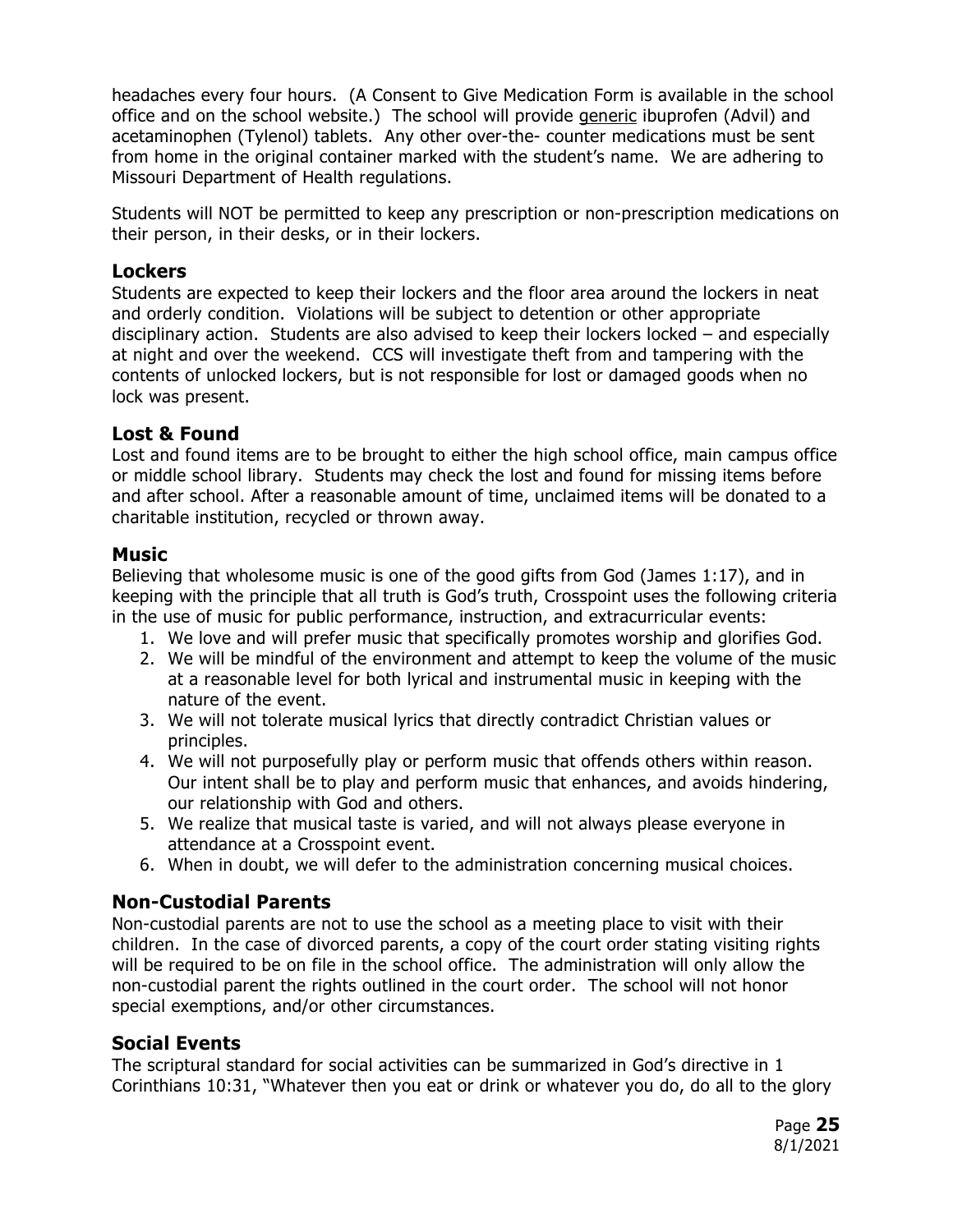headaches every four hours. (A Consent to Give Medication Form is available in the school office and on the school website.) The school will provide generic ibuprofen (Advil) and acetaminophen (Tylenol) tablets. Any other over-the- counter medications must be sent from home in the original container marked with the student's name. We are adhering to Missouri Department of Health regulations.

Students will NOT be permitted to keep any prescription or non-prescription medications on their person, in their desks, or in their lockers.

## Lockers

Students are expected to keep their lockers and the floor area around the lockers in neat and orderly condition. Violations will be subject to detention or other appropriate disciplinary action. Students are also advised to keep their lockers locked – and especially at night and over the weekend. CCS will investigate theft from and tampering with the contents of unlocked lockers, but is not responsible for lost or damaged goods when no lock was present.

## Lost & Found

Lost and found items are to be brought to either the high school office, main campus office or middle school library. Students may check the lost and found for missing items before and after school. After a reasonable amount of time, unclaimed items will be donated to a charitable institution, recycled or thrown away.

## Music

Believing that wholesome music is one of the good gifts from God (James 1:17), and in keeping with the principle that all truth is God's truth, Crosspoint uses the following criteria in the use of music for public performance, instruction, and extracurricular events:

1. We love and will prefer music that specifically promotes worship and glorifies God.
2. We will be mindful of the environment and attempt to keep the volume of the music at a reasonable level for both lyrical and instrumental music in keeping with the nature of the event.
3. We will not tolerate musical lyrics that directly contradict Christian values or principles.
4. We will not purposefully play or perform music that offends others within reason. Our intent shall be to play and perform music that enhances, and avoids hindering, our relationship with God and others.
5. We realize that musical taste is varied, and will not always please everyone in attendance at a Crosspoint event.
6. When in doubt, we will defer to the administration concerning musical choices.

## Non-Custodial Parents

Non-custodial parents are not to use the school as a meeting place to visit with their children. In the case of divorced parents, a copy of the court order stating visiting rights will be required to be on file in the school office. The administration will only allow the non-custodial parent the rights outlined in the court order. The school will not honor special exemptions, and/or other circumstances.

## Social Events

The scriptural standard for social activities can be summarized in God's directive in 1 Corinthians 10:31, "Whatever then you eat or drink or whatever you do, do all to the glory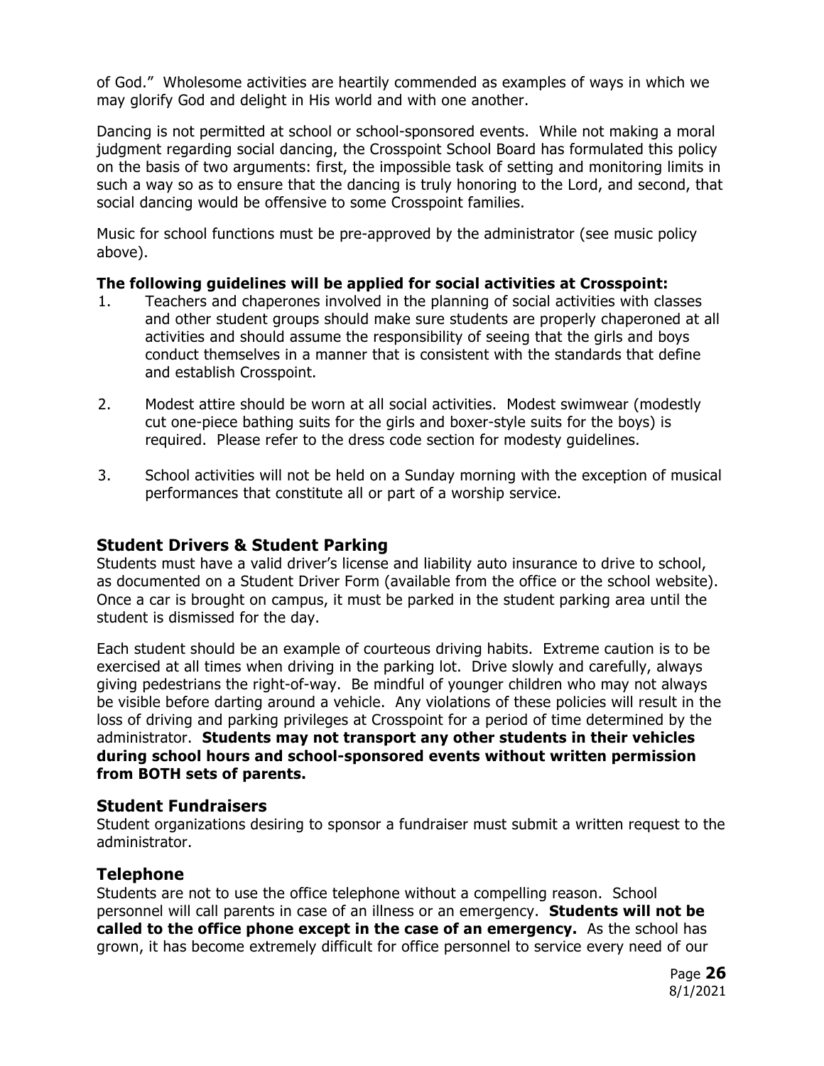of God." Wholesome activities are heartily commended as examples of ways in which we may glorify God and delight in His world and with one another.

Dancing is not permitted at school or school-sponsored events. While not making a moral judgment regarding social dancing, the Crosspoint School Board has formulated this policy on the basis of two arguments: first, the impossible task of setting and monitoring limits in such a way so as to ensure that the dancing is truly honoring to the Lord, and second, that social dancing would be offensive to some Crosspoint families.

Music for school functions must be pre-approved by the administrator (see music policy above).

**The following guidelines will be applied for social activities at Crosspoint:**

1. Teachers and chaperones involved in the planning of social activities with classes and other student groups should make sure students are properly chaperoned at all activities and should assume the responsibility of seeing that the girls and boys conduct themselves in a manner that is consistent with the standards that define and establish Crosspoint.

2. Modest attire should be worn at all social activities. Modest swimwear (modestly cut one-piece bathing suits for the girls and boxer-style suits for the boys) is required. Please refer to the dress code section for modesty guidelines.

3. School activities will not be held on a Sunday morning with the exception of musical performances that constitute all or part of a worship service.

## Student Drivers & Student Parking

Students must have a valid driver's license and liability auto insurance to drive to school, as documented on a Student Driver Form (available from the office or the school website). Once a car is brought on campus, it must be parked in the student parking area until the student is dismissed for the day.

Each student should be an example of courteous driving habits. Extreme caution is to be exercised at all times when driving in the parking lot. Drive slowly and carefully, always giving pedestrians the right-of-way. Be mindful of younger children who may not always be visible before darting around a vehicle. Any violations of these policies will result in the loss of driving and parking privileges at Crosspoint for a period of time determined by the administrator. **Students may not transport any other students in their vehicles during school hours and school-sponsored events without written permission from BOTH sets of parents.**

## Student Fundraisers

Student organizations desiring to sponsor a fundraiser must submit a written request to the administrator.

## Telephone

Students are not to use the office telephone without a compelling reason. School personnel will call parents in case of an illness or an emergency. **Students will not be called to the office phone except in the case of an emergency.** As the school has grown, it has become extremely difficult for office personnel to service every need of our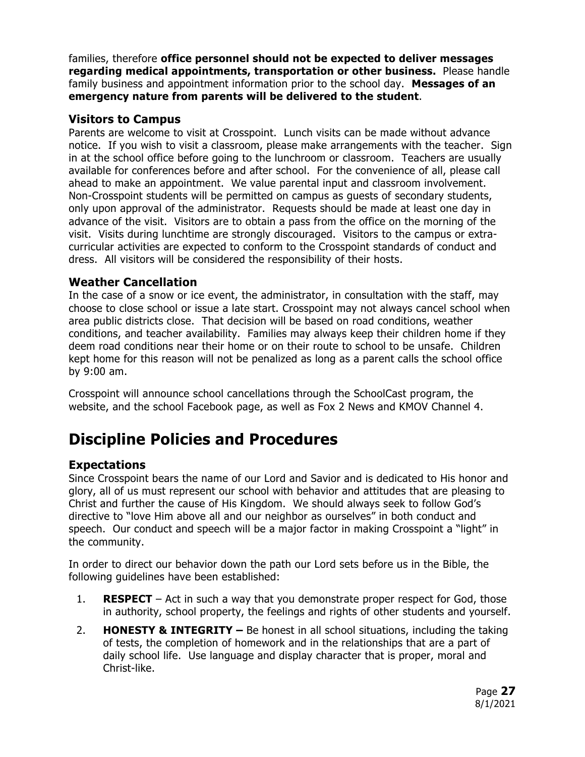families, therefore **office personnel should not be expected to deliver messages regarding medical appointments, transportation or other business.** Please handle family business and appointment information prior to the school day. **Messages of an emergency nature from parents will be delivered to the student**.

### Visitors to Campus

Parents are welcome to visit at Crosspoint. Lunch visits can be made without advance notice. If you wish to visit a classroom, please make arrangements with the teacher. Sign in at the school office before going to the lunchroom or classroom. Teachers are usually available for conferences before and after school. For the convenience of all, please call ahead to make an appointment. We value parental input and classroom involvement. Non-Crosspoint students will be permitted on campus as guests of secondary students, only upon approval of the administrator. Requests should be made at least one day in advance of the visit. Visitors are to obtain a pass from the office on the morning of the visit. Visits during lunchtime are strongly discouraged. Visitors to the campus or extra-curricular activities are expected to conform to the Crosspoint standards of conduct and dress. All visitors will be considered the responsibility of their hosts.

### Weather Cancellation

In the case of a snow or ice event, the administrator, in consultation with the staff, may choose to close school or issue a late start. Crosspoint may not always cancel school when area public districts close. That decision will be based on road conditions, weather conditions, and teacher availability. Families may always keep their children home if they deem road conditions near their home or on their route to school to be unsafe. Children kept home for this reason will not be penalized as long as a parent calls the school office by 9:00 am.

Crosspoint will announce school cancellations through the SchoolCast program, the website, and the school Facebook page, as well as Fox 2 News and KMOV Channel 4.

## Discipline Policies and Procedures

### Expectations

Since Crosspoint bears the name of our Lord and Savior and is dedicated to His honor and glory, all of us must represent our school with behavior and attitudes that are pleasing to Christ and further the cause of His Kingdom. We should always seek to follow God's directive to "love Him above all and our neighbor as ourselves" in both conduct and speech. Our conduct and speech will be a major factor in making Crosspoint a "light" in the community.

In order to direct our behavior down the path our Lord sets before us in the Bible, the following guidelines have been established:

1. **RESPECT** – Act in such a way that you demonstrate proper respect for God, those in authority, school property, the feelings and rights of other students and yourself.
2. **HONESTY & INTEGRITY –** Be honest in all school situations, including the taking of tests, the completion of homework and in the relationships that are a part of daily school life. Use language and display character that is proper, moral and Christ-like.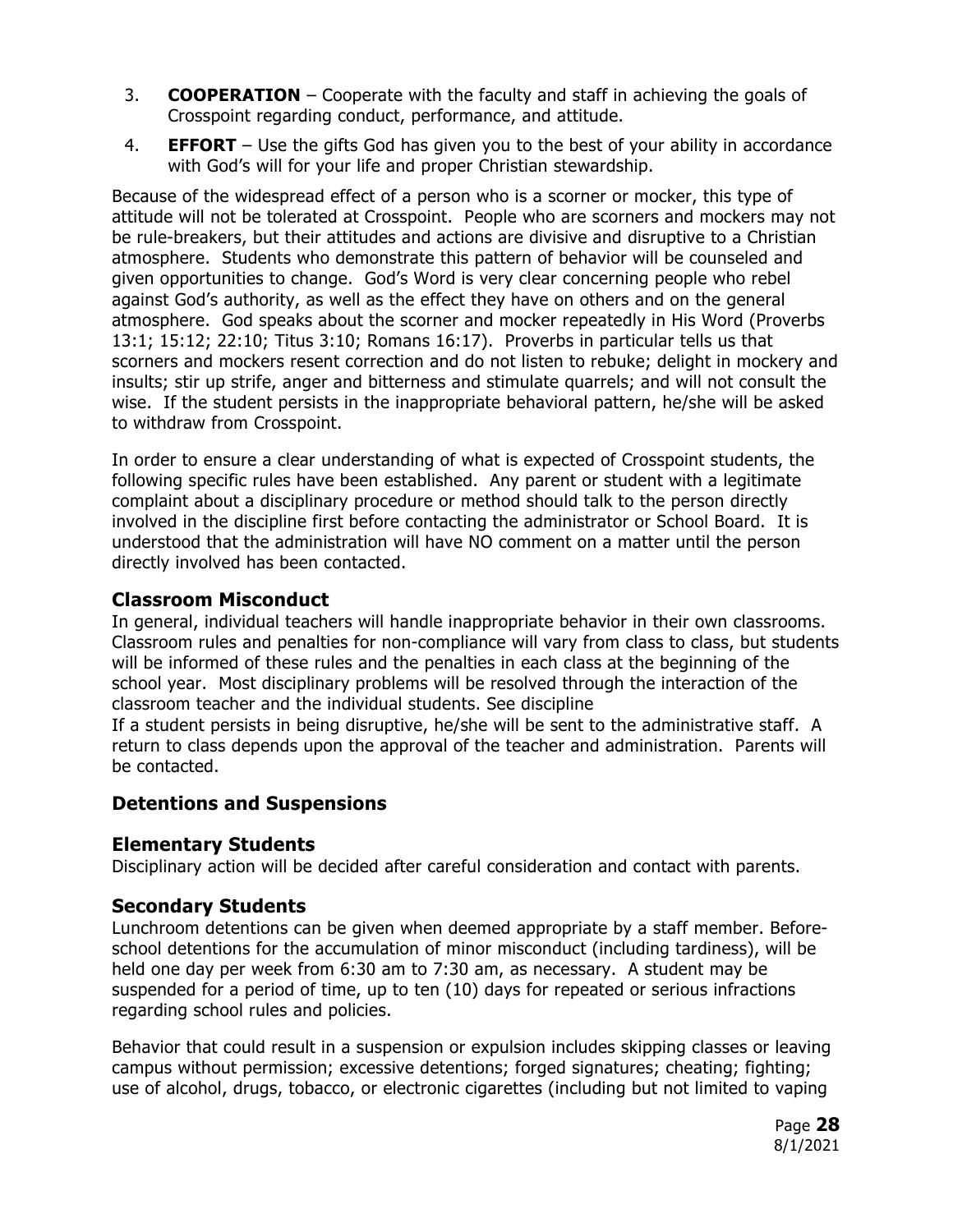3. **COOPERATION** – Cooperate with the faculty and staff in achieving the goals of Crosspoint regarding conduct, performance, and attitude.
4. **EFFORT** – Use the gifts God has given you to the best of your ability in accordance with God's will for your life and proper Christian stewardship.

Because of the widespread effect of a person who is a scorner or mocker, this type of attitude will not be tolerated at Crosspoint. People who are scorners and mockers may not be rule-breakers, but their attitudes and actions are divisive and disruptive to a Christian atmosphere. Students who demonstrate this pattern of behavior will be counseled and given opportunities to change. God's Word is very clear concerning people who rebel against God's authority, as well as the effect they have on others and on the general atmosphere. God speaks about the scorner and mocker repeatedly in His Word (Proverbs 13:1; 15:12; 22:10; Titus 3:10; Romans 16:17). Proverbs in particular tells us that scorners and mockers resent correction and do not listen to rebuke; delight in mockery and insults; stir up strife, anger and bitterness and stimulate quarrels; and will not consult the wise. If the student persists in the inappropriate behavioral pattern, he/she will be asked to withdraw from Crosspoint.

In order to ensure a clear understanding of what is expected of Crosspoint students, the following specific rules have been established. Any parent or student with a legitimate complaint about a disciplinary procedure or method should talk to the person directly involved in the discipline first before contacting the administrator or School Board. It is understood that the administration will have NO comment on a matter until the person directly involved has been contacted.

## Classroom Misconduct

In general, individual teachers will handle inappropriate behavior in their own classrooms. Classroom rules and penalties for non-compliance will vary from class to class, but students will be informed of these rules and the penalties in each class at the beginning of the school year. Most disciplinary problems will be resolved through the interaction of the classroom teacher and the individual students. See discipline

If a student persists in being disruptive, he/she will be sent to the administrative staff. A return to class depends upon the approval of the teacher and administration. Parents will be contacted.

## Detentions and Suspensions

## Elementary Students

Disciplinary action will be decided after careful consideration and contact with parents.

## Secondary Students

Lunchroom detentions can be given when deemed appropriate by a staff member. Before-school detentions for the accumulation of minor misconduct (including tardiness), will be held one day per week from 6:30 am to 7:30 am, as necessary. A student may be suspended for a period of time, up to ten (10) days for repeated or serious infractions regarding school rules and policies.

Behavior that could result in a suspension or expulsion includes skipping classes or leaving campus without permission; excessive detentions; forged signatures; cheating; fighting; use of alcohol, drugs, tobacco, or electronic cigarettes (including but not limited to vaping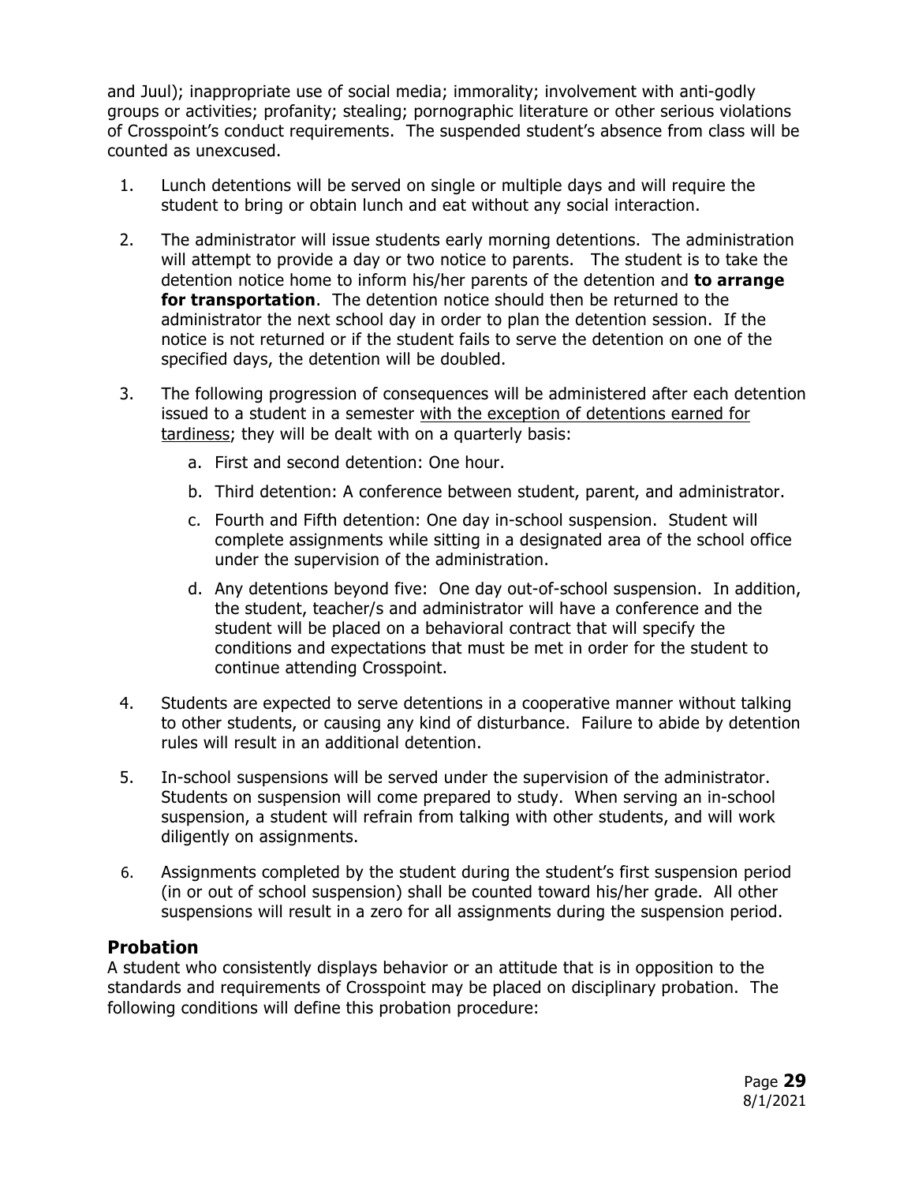and Juul); inappropriate use of social media; immorality; involvement with anti-godly groups or activities; profanity; stealing; pornographic literature or other serious violations of Crosspoint's conduct requirements. The suspended student's absence from class will be counted as unexcused.

1. Lunch detentions will be served on single or multiple days and will require the student to bring or obtain lunch and eat without any social interaction.
2. The administrator will issue students early morning detentions. The administration will attempt to provide a day or two notice to parents. The student is to take the detention notice home to inform his/her parents of the detention and **to arrange for transportation**. The detention notice should then be returned to the administrator the next school day in order to plan the detention session. If the notice is not returned or if the student fails to serve the detention on one of the specified days, the detention will be doubled.
3. The following progression of consequences will be administered after each detention issued to a student in a semester <u>with the exception of detentions earned for tardiness</u>; they will be dealt with on a quarterly basis:
    a. First and second detention: One hour.
    b. Third detention: A conference between student, parent, and administrator.
    c. Fourth and Fifth detention: One day in-school suspension. Student will complete assignments while sitting in a designated area of the school office under the supervision of the administration.
    d. Any detentions beyond five: One day out-of-school suspension. In addition, the student, teacher/s and administrator will have a conference and the student will be placed on a behavioral contract that will specify the conditions and expectations that must be met in order for the student to continue attending Crosspoint.
4. Students are expected to serve detentions in a cooperative manner without talking to other students, or causing any kind of disturbance. Failure to abide by detention rules will result in an additional detention.
5. In-school suspensions will be served under the supervision of the administrator. Students on suspension will come prepared to study. When serving an in-school suspension, a student will refrain from talking with other students, and will work diligently on assignments.
6. Assignments completed by the student during the student's first suspension period (in or out of school suspension) shall be counted toward his/her grade. All other suspensions will result in a zero for all assignments during the suspension period.

## Probation

A student who consistently displays behavior or an attitude that is in opposition to the standards and requirements of Crosspoint may be placed on disciplinary probation. The following conditions will define this probation procedure: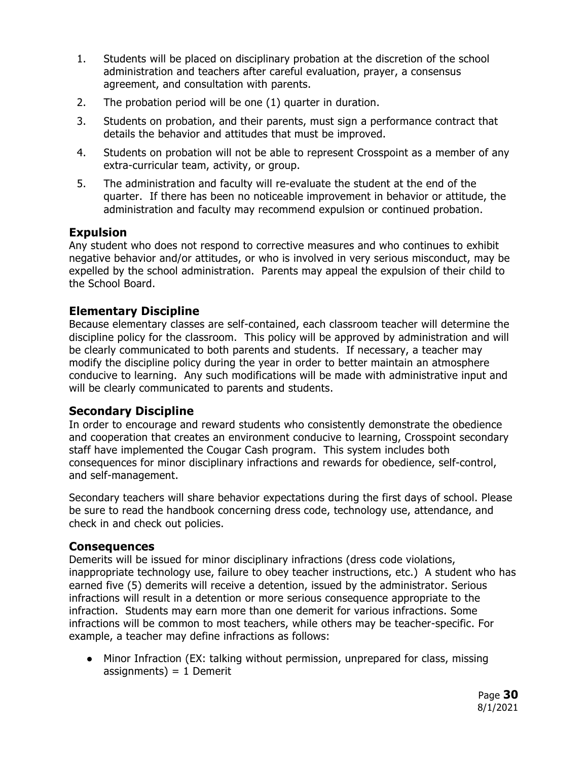1. Students will be placed on disciplinary probation at the discretion of the school administration and teachers after careful evaluation, prayer, a consensus agreement, and consultation with parents.
2. The probation period will be one (1) quarter in duration.
3. Students on probation, and their parents, must sign a performance contract that details the behavior and attitudes that must be improved.
4. Students on probation will not be able to represent Crosspoint as a member of any extra-curricular team, activity, or group.
5. The administration and faculty will re-evaluate the student at the end of the quarter. If there has been no noticeable improvement in behavior or attitude, the administration and faculty may recommend expulsion or continued probation.

## Expulsion

Any student who does not respond to corrective measures and who continues to exhibit negative behavior and/or attitudes, or who is involved in very serious misconduct, may be expelled by the school administration. Parents may appeal the expulsion of their child to the School Board.

## Elementary Discipline

Because elementary classes are self-contained, each classroom teacher will determine the discipline policy for the classroom. This policy will be approved by administration and will be clearly communicated to both parents and students. If necessary, a teacher may modify the discipline policy during the year in order to better maintain an atmosphere conducive to learning. Any such modifications will be made with administrative input and will be clearly communicated to parents and students.

## Secondary Discipline

In order to encourage and reward students who consistently demonstrate the obedience and cooperation that creates an environment conducive to learning, Crosspoint secondary staff have implemented the Cougar Cash program. This system includes both consequences for minor disciplinary infractions and rewards for obedience, self-control, and self-management.

Secondary teachers will share behavior expectations during the first days of school. Please be sure to read the handbook concerning dress code, technology use, attendance, and check in and check out policies.

## Consequences

Demerits will be issued for minor disciplinary infractions (dress code violations, inappropriate technology use, failure to obey teacher instructions, etc.) A student who has earned five (5) demerits will receive a detention, issued by the administrator. Serious infractions will result in a detention or more serious consequence appropriate to the infraction. Students may earn more than one demerit for various infractions. Some infractions will be common to most teachers, while others may be teacher-specific. For example, a teacher may define infractions as follows:

- Minor Infraction (EX: talking without permission, unprepared for class, missing assignments) = 1 Demerit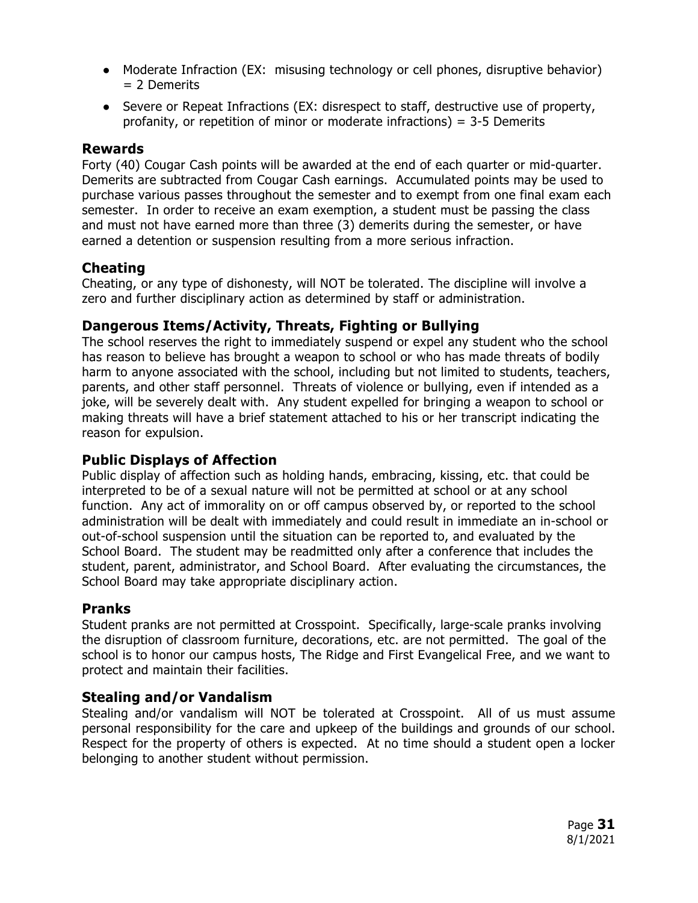- Moderate Infraction (EX: misusing technology or cell phones, disruptive behavior) = 2 Demerits
- Severe or Repeat Infractions (EX: disrespect to staff, destructive use of property, profanity, or repetition of minor or moderate infractions) = 3-5 Demerits

## Rewards

Forty (40) Cougar Cash points will be awarded at the end of each quarter or mid-quarter. Demerits are subtracted from Cougar Cash earnings. Accumulated points may be used to purchase various passes throughout the semester and to exempt from one final exam each semester. In order to receive an exam exemption, a student must be passing the class and must not have earned more than three (3) demerits during the semester, or have earned a detention or suspension resulting from a more serious infraction.

## Cheating

Cheating, or any type of dishonesty, will NOT be tolerated. The discipline will involve a zero and further disciplinary action as determined by staff or administration.

## Dangerous Items/Activity, Threats, Fighting or Bullying

The school reserves the right to immediately suspend or expel any student who the school has reason to believe has brought a weapon to school or who has made threats of bodily harm to anyone associated with the school, including but not limited to students, teachers, parents, and other staff personnel. Threats of violence or bullying, even if intended as a joke, will be severely dealt with. Any student expelled for bringing a weapon to school or making threats will have a brief statement attached to his or her transcript indicating the reason for expulsion.

## Public Displays of Affection

Public display of affection such as holding hands, embracing, kissing, etc. that could be interpreted to be of a sexual nature will not be permitted at school or at any school function. Any act of immorality on or off campus observed by, or reported to the school administration will be dealt with immediately and could result in immediate an in-school or out-of-school suspension until the situation can be reported to, and evaluated by the School Board. The student may be readmitted only after a conference that includes the student, parent, administrator, and School Board. After evaluating the circumstances, the School Board may take appropriate disciplinary action.

## Pranks

Student pranks are not permitted at Crosspoint. Specifically, large-scale pranks involving the disruption of classroom furniture, decorations, etc. are not permitted. The goal of the school is to honor our campus hosts, The Ridge and First Evangelical Free, and we want to protect and maintain their facilities.

## Stealing and/or Vandalism

Stealing and/or vandalism will NOT be tolerated at Crosspoint. All of us must assume personal responsibility for the care and upkeep of the buildings and grounds of our school. Respect for the property of others is expected. At no time should a student open a locker belonging to another student without permission.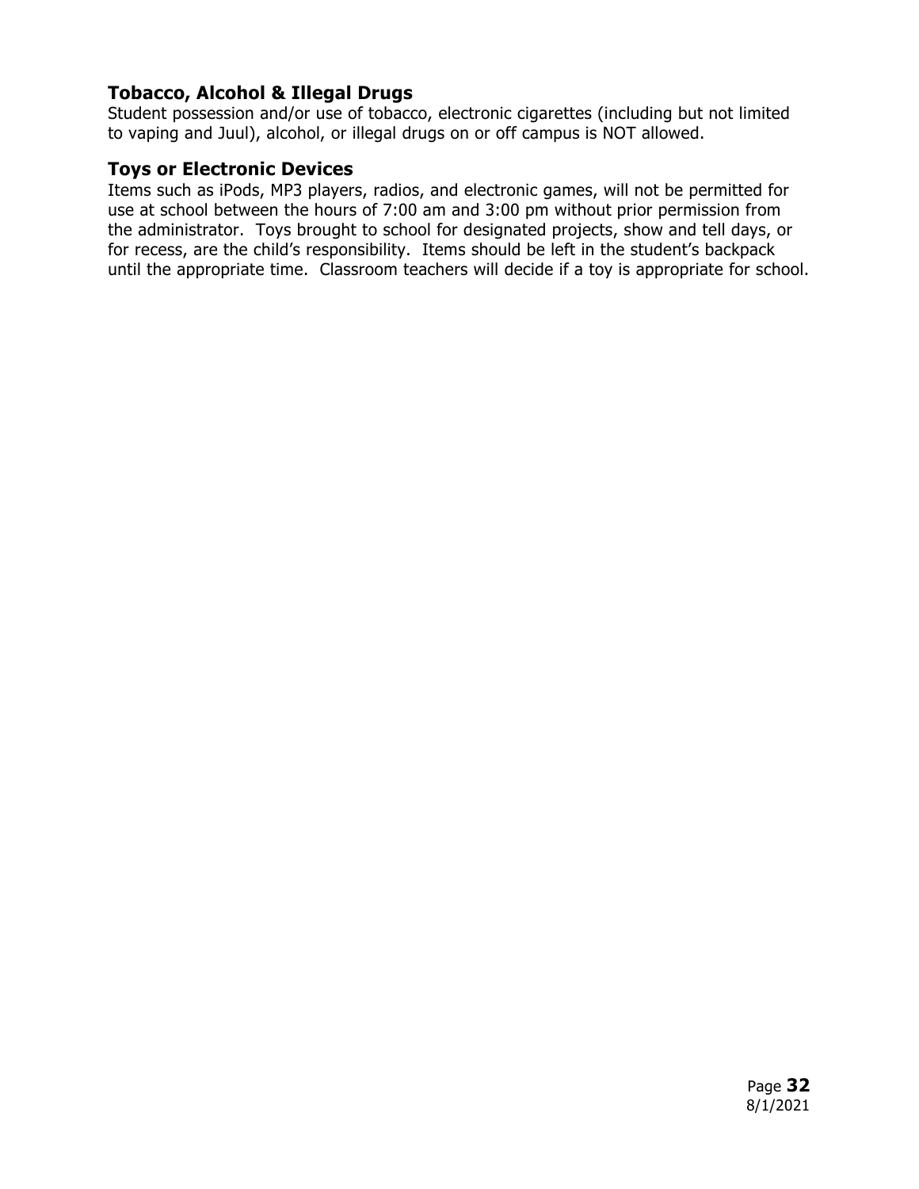### Tobacco, Alcohol & Illegal Drugs

Student possession and/or use of tobacco, electronic cigarettes (including but not limited to vaping and Juul), alcohol, or illegal drugs on or off campus is NOT allowed.

### Toys or Electronic Devices

Items such as iPods, MP3 players, radios, and electronic games, will not be permitted for use at school between the hours of 7:00 am and 3:00 pm without prior permission from the administrator. Toys brought to school for designated projects, show and tell days, or for recess, are the child's responsibility. Items should be left in the student's backpack until the appropriate time. Classroom teachers will decide if a toy is appropriate for school.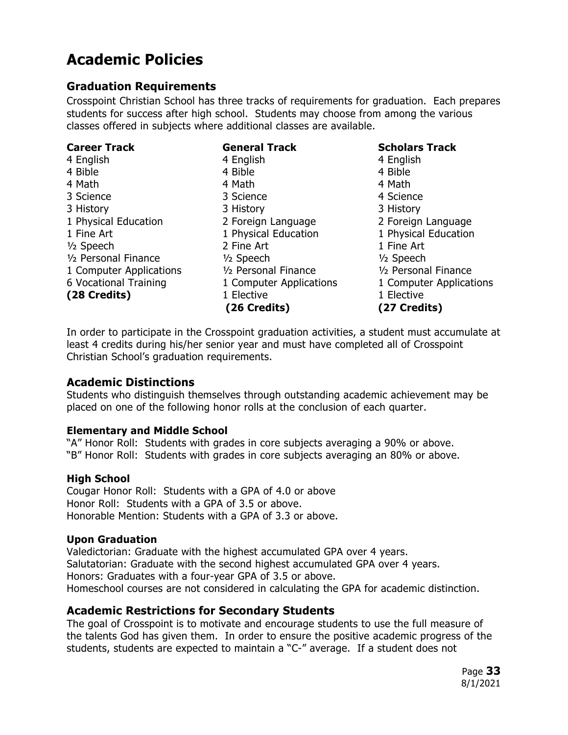# Academic Policies

## Graduation Requirements

Crosspoint Christian School has three tracks of requirements for graduation. Each prepares students for success after high school. Students may choose from among the various classes offered in subjects where additional classes are available.

| Career Track | General Track | Scholars Track |
|---|---|---|
| 4 English | 4 English | 4 English |
| 4 Bible | 4 Bible | 4 Bible |
| 4 Math | 4 Math | 4 Math |
| 3 Science | 3 Science | 4 Science |
| 3 History | 3 History | 3 History |
| 1 Physical Education | 2 Foreign Language | 2 Foreign Language |
| 1 Fine Art | 1 Physical Education | 1 Physical Education |
| ½ Speech | 2 Fine Art | 1 Fine Art |
| ½ Personal Finance | ½ Speech | ½ Speech |
| 1 Computer Applications | ½ Personal Finance | ½ Personal Finance |
| 6 Vocational Training | 1 Computer Applications | 1 Computer Applications |
| **(28 Credits)** | 1 Elective | 1 Elective |
| | **(26 Credits)** | **(27 Credits)** |

In order to participate in the Crosspoint graduation activities, a student must accumulate at least 4 credits during his/her senior year and must have completed all of Crosspoint Christian School's graduation requirements.

## Academic Distinctions

Students who distinguish themselves through outstanding academic achievement may be placed on one of the following honor rolls at the conclusion of each quarter.

### Elementary and Middle School

"A" Honor Roll: Students with grades in core subjects averaging a 90% or above.
"B" Honor Roll: Students with grades in core subjects averaging an 80% or above.

### High School

Cougar Honor Roll: Students with a GPA of 4.0 or above
Honor Roll: Students with a GPA of 3.5 or above.
Honorable Mention: Students with a GPA of 3.3 or above.

### Upon Graduation

Valedictorian: Graduate with the highest accumulated GPA over 4 years.
Salutatorian: Graduate with the second highest accumulated GPA over 4 years.
Honors: Graduates with a four-year GPA of 3.5 or above.
Homeschool courses are not considered in calculating the GPA for academic distinction.

## Academic Restrictions for Secondary Students

The goal of Crosspoint is to motivate and encourage students to use the full measure of the talents God has given them. In order to ensure the positive academic progress of the students, students are expected to maintain a "C-" average. If a student does not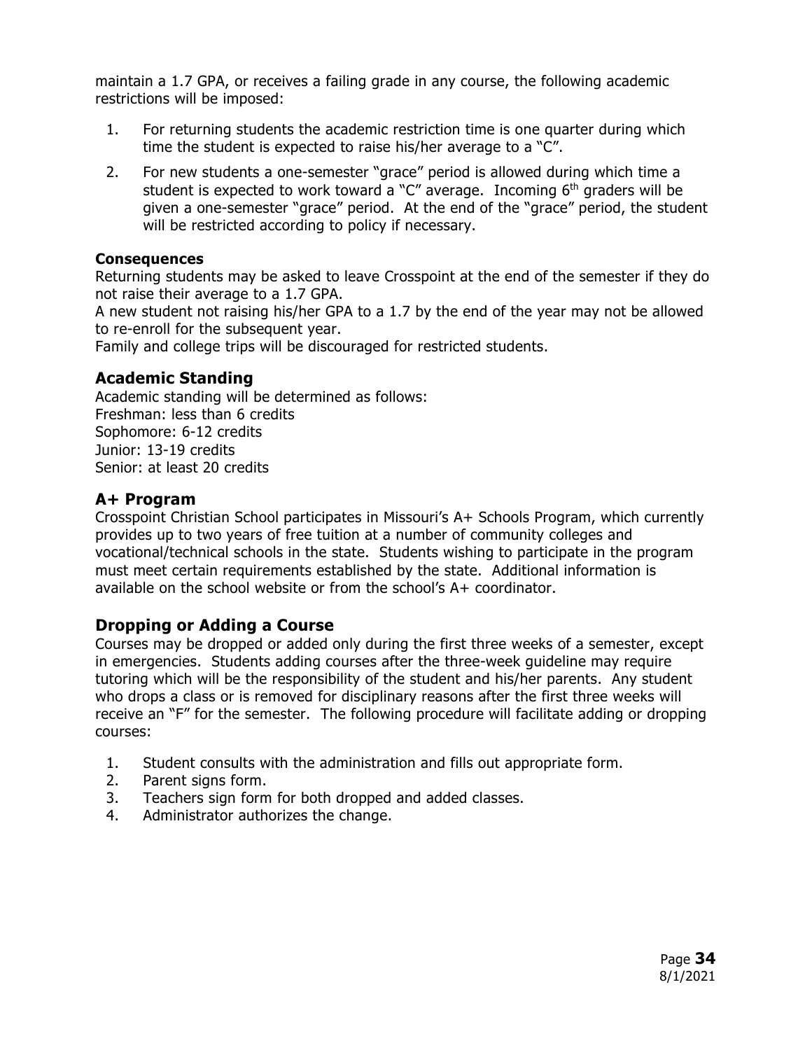maintain a 1.7 GPA, or receives a failing grade in any course, the following academic restrictions will be imposed:

1. For returning students the academic restriction time is one quarter during which time the student is expected to raise his/her average to a "C".
2. For new students a one-semester "grace" period is allowed during which time a student is expected to work toward a "C" average. Incoming 6th graders will be given a one-semester "grace" period. At the end of the "grace" period, the student will be restricted according to policy if necessary.

**Consequences**

Returning students may be asked to leave Crosspoint at the end of the semester if they do not raise their average to a 1.7 GPA.
A new student not raising his/her GPA to a 1.7 by the end of the year may not be allowed to re-enroll for the subsequent year.
Family and college trips will be discouraged for restricted students.

## Academic Standing

Academic standing will be determined as follows:
Freshman: less than 6 credits
Sophomore: 6-12 credits
Junior: 13-19 credits
Senior: at least 20 credits

## A+ Program

Crosspoint Christian School participates in Missouri's A+ Schools Program, which currently provides up to two years of free tuition at a number of community colleges and vocational/technical schools in the state. Students wishing to participate in the program must meet certain requirements established by the state. Additional information is available on the school website or from the school's A+ coordinator.

## Dropping or Adding a Course

Courses may be dropped or added only during the first three weeks of a semester, except in emergencies. Students adding courses after the three-week guideline may require tutoring which will be the responsibility of the student and his/her parents. Any student who drops a class or is removed for disciplinary reasons after the first three weeks will receive an "F" for the semester. The following procedure will facilitate adding or dropping courses:

1. Student consults with the administration and fills out appropriate form.
2. Parent signs form.
3. Teachers sign form for both dropped and added classes.
4. Administrator authorizes the change.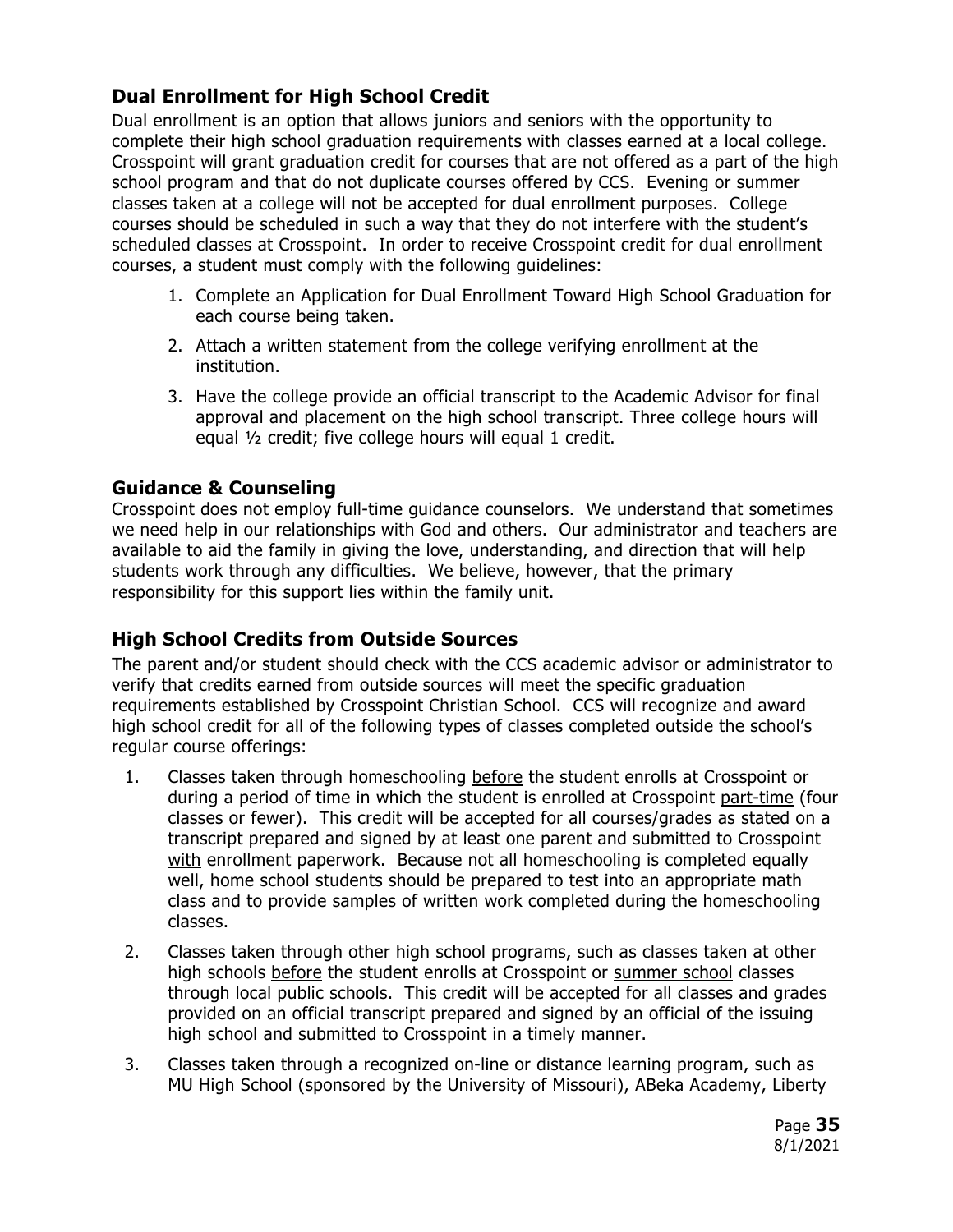## Dual Enrollment for High School Credit

Dual enrollment is an option that allows juniors and seniors with the opportunity to complete their high school graduation requirements with classes earned at a local college. Crosspoint will grant graduation credit for courses that are not offered as a part of the high school program and that do not duplicate courses offered by CCS. Evening or summer classes taken at a college will not be accepted for dual enrollment purposes. College courses should be scheduled in such a way that they do not interfere with the student's scheduled classes at Crosspoint. In order to receive Crosspoint credit for dual enrollment courses, a student must comply with the following guidelines:

1. Complete an Application for Dual Enrollment Toward High School Graduation for each course being taken.
2. Attach a written statement from the college verifying enrollment at the institution.
3. Have the college provide an official transcript to the Academic Advisor for final approval and placement on the high school transcript. Three college hours will equal ½ credit; five college hours will equal 1 credit.

## Guidance & Counseling

Crosspoint does not employ full-time guidance counselors. We understand that sometimes we need help in our relationships with God and others. Our administrator and teachers are available to aid the family in giving the love, understanding, and direction that will help students work through any difficulties. We believe, however, that the primary responsibility for this support lies within the family unit.

## High School Credits from Outside Sources

The parent and/or student should check with the CCS academic advisor or administrator to verify that credits earned from outside sources will meet the specific graduation requirements established by Crosspoint Christian School. CCS will recognize and award high school credit for all of the following types of classes completed outside the school's regular course offerings:

1. Classes taken through homeschooling before the student enrolls at Crosspoint or during a period of time in which the student is enrolled at Crosspoint part-time (four classes or fewer). This credit will be accepted for all courses/grades as stated on a transcript prepared and signed by at least one parent and submitted to Crosspoint with enrollment paperwork. Because not all homeschooling is completed equally well, home school students should be prepared to test into an appropriate math class and to provide samples of written work completed during the homeschooling classes.
2. Classes taken through other high school programs, such as classes taken at other high schools before the student enrolls at Crosspoint or summer school classes through local public schools. This credit will be accepted for all classes and grades provided on an official transcript prepared and signed by an official of the issuing high school and submitted to Crosspoint in a timely manner.
3. Classes taken through a recognized on-line or distance learning program, such as MU High School (sponsored by the University of Missouri), ABeka Academy, Liberty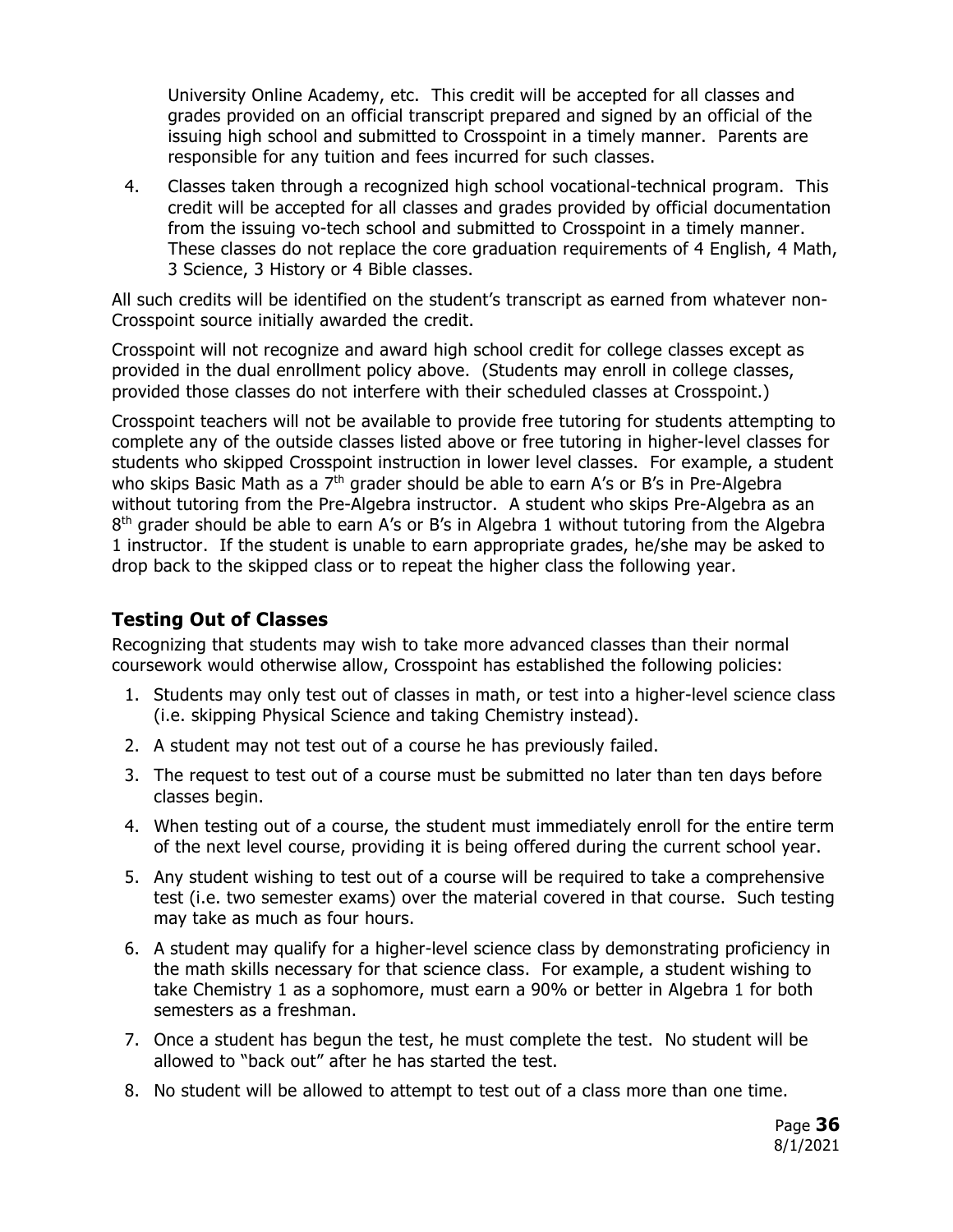University Online Academy, etc. This credit will be accepted for all classes and grades provided on an official transcript prepared and signed by an official of the issuing high school and submitted to Crosspoint in a timely manner. Parents are responsible for any tuition and fees incurred for such classes.

4. Classes taken through a recognized high school vocational-technical program. This credit will be accepted for all classes and grades provided by official documentation from the issuing vo-tech school and submitted to Crosspoint in a timely manner. These classes do not replace the core graduation requirements of 4 English, 4 Math, 3 Science, 3 History or 4 Bible classes.

All such credits will be identified on the student's transcript as earned from whatever non-Crosspoint source initially awarded the credit.

Crosspoint will not recognize and award high school credit for college classes except as provided in the dual enrollment policy above. (Students may enroll in college classes, provided those classes do not interfere with their scheduled classes at Crosspoint.)

Crosspoint teachers will not be available to provide free tutoring for students attempting to complete any of the outside classes listed above or free tutoring in higher-level classes for students who skipped Crosspoint instruction in lower level classes. For example, a student who skips Basic Math as a 7th grader should be able to earn A's or B's in Pre-Algebra without tutoring from the Pre-Algebra instructor. A student who skips Pre-Algebra as an 8th grader should be able to earn A's or B's in Algebra 1 without tutoring from the Algebra 1 instructor. If the student is unable to earn appropriate grades, he/she may be asked to drop back to the skipped class or to repeat the higher class the following year.

## Testing Out of Classes

Recognizing that students may wish to take more advanced classes than their normal coursework would otherwise allow, Crosspoint has established the following policies:

1. Students may only test out of classes in math, or test into a higher-level science class (i.e. skipping Physical Science and taking Chemistry instead).
2. A student may not test out of a course he has previously failed.
3. The request to test out of a course must be submitted no later than ten days before classes begin.
4. When testing out of a course, the student must immediately enroll for the entire term of the next level course, providing it is being offered during the current school year.
5. Any student wishing to test out of a course will be required to take a comprehensive test (i.e. two semester exams) over the material covered in that course. Such testing may take as much as four hours.
6. A student may qualify for a higher-level science class by demonstrating proficiency in the math skills necessary for that science class. For example, a student wishing to take Chemistry 1 as a sophomore, must earn a 90% or better in Algebra 1 for both semesters as a freshman.
7. Once a student has begun the test, he must complete the test. No student will be allowed to "back out" after he has started the test.
8. No student will be allowed to attempt to test out of a class more than one time.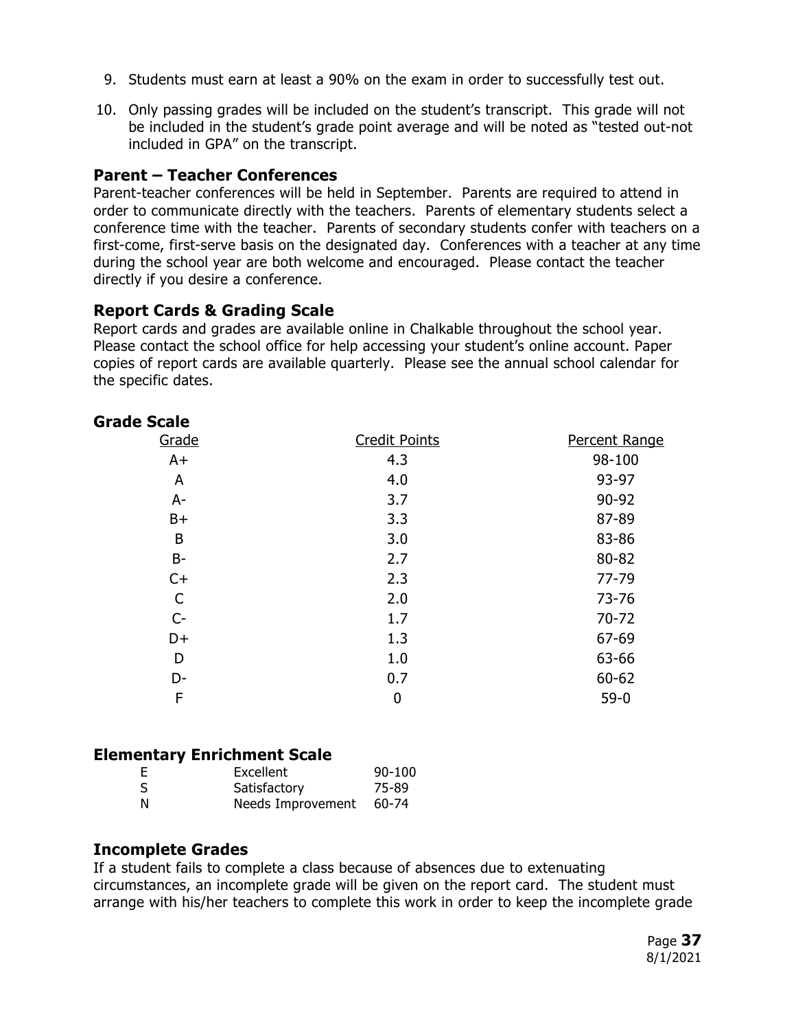9. Students must earn at least a 90% on the exam in order to successfully test out.

10. Only passing grades will be included on the student's transcript. This grade will not be included in the student's grade point average and will be noted as "tested out-not included in GPA" on the transcript.

## Parent – Teacher Conferences

Parent-teacher conferences will be held in September. Parents are required to attend in order to communicate directly with the teachers. Parents of elementary students select a conference time with the teacher. Parents of secondary students confer with teachers on a first-come, first-serve basis on the designated day. Conferences with a teacher at any time during the school year are both welcome and encouraged. Please contact the teacher directly if you desire a conference.

## Report Cards & Grading Scale

Report cards and grades are available online in Chalkable throughout the school year. Please contact the school office for help accessing your student's online account. Paper copies of report cards are available quarterly. Please see the annual school calendar for the specific dates.

## Grade Scale

| Grade | Credit Points | Percent Range |
|---|---|---|
| A+ | 4.3 | 98-100 |
| A | 4.0 | 93-97 |
| A- | 3.7 | 90-92 |
| B+ | 3.3 | 87-89 |
| B | 3.0 | 83-86 |
| B- | 2.7 | 80-82 |
| C+ | 2.3 | 77-79 |
| C | 2.0 | 73-76 |
| C- | 1.7 | 70-72 |
| D+ | 1.3 | 67-69 |
| D | 1.0 | 63-66 |
| D- | 0.7 | 60-62 |
| F | 0 | 59-0 |

## Elementary Enrichment Scale

| | | |
|---|---|---|
| E | Excellent | 90-100 |
| S | Satisfactory | 75-89 |
| N | Needs Improvement | 60-74 |

## Incomplete Grades

If a student fails to complete a class because of absences due to extenuating circumstances, an incomplete grade will be given on the report card. The student must arrange with his/her teachers to complete this work in order to keep the incomplete grade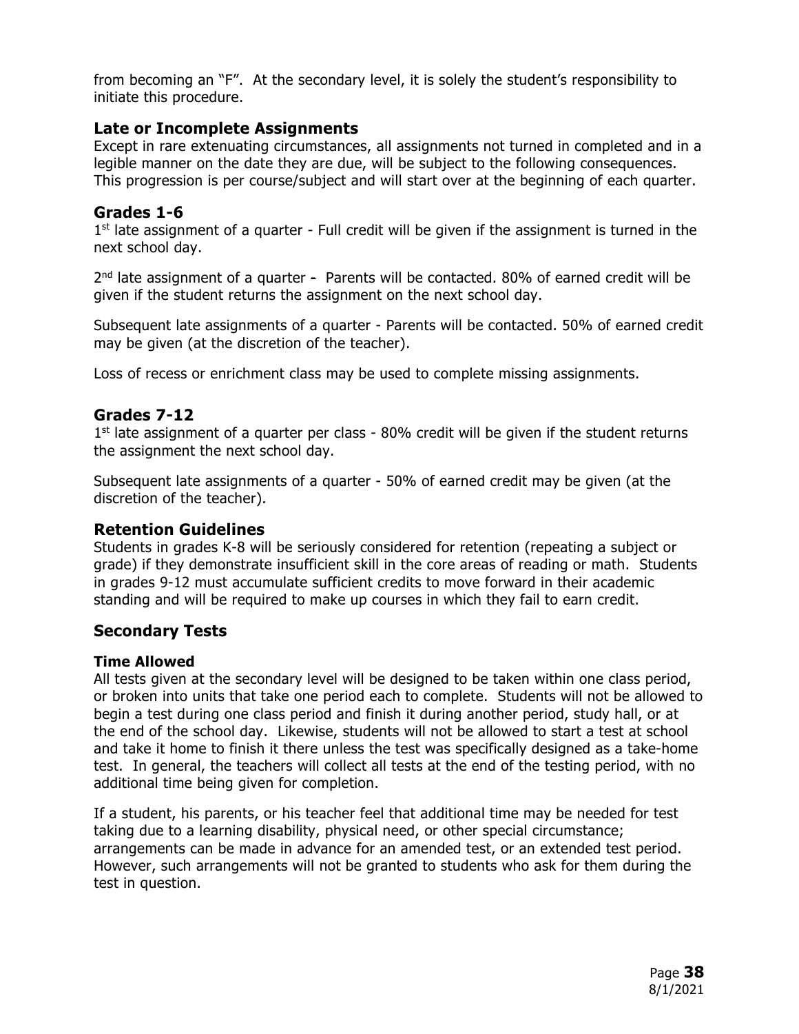from becoming an "F". At the secondary level, it is solely the student's responsibility to initiate this procedure.

## Late or Incomplete Assignments

Except in rare extenuating circumstances, all assignments not turned in completed and in a legible manner on the date they are due, will be subject to the following consequences. This progression is per course/subject and will start over at the beginning of each quarter.

## Grades 1-6

1st late assignment of a quarter - Full credit will be given if the assignment is turned in the next school day.

2nd late assignment of a quarter - Parents will be contacted. 80% of earned credit will be given if the student returns the assignment on the next school day.

Subsequent late assignments of a quarter - Parents will be contacted. 50% of earned credit may be given (at the discretion of the teacher).

Loss of recess or enrichment class may be used to complete missing assignments.

## Grades 7-12

1st late assignment of a quarter per class - 80% credit will be given if the student returns the assignment the next school day.

Subsequent late assignments of a quarter - 50% of earned credit may be given (at the discretion of the teacher).

## Retention Guidelines

Students in grades K-8 will be seriously considered for retention (repeating a subject or grade) if they demonstrate insufficient skill in the core areas of reading or math. Students in grades 9-12 must accumulate sufficient credits to move forward in their academic standing and will be required to make up courses in which they fail to earn credit.

## Secondary Tests

### Time Allowed

All tests given at the secondary level will be designed to be taken within one class period, or broken into units that take one period each to complete. Students will not be allowed to begin a test during one class period and finish it during another period, study hall, or at the end of the school day. Likewise, students will not be allowed to start a test at school and take it home to finish it there unless the test was specifically designed as a take-home test. In general, the teachers will collect all tests at the end of the testing period, with no additional time being given for completion.

If a student, his parents, or his teacher feel that additional time may be needed for test taking due to a learning disability, physical need, or other special circumstance; arrangements can be made in advance for an amended test, or an extended test period. However, such arrangements will not be granted to students who ask for them during the test in question.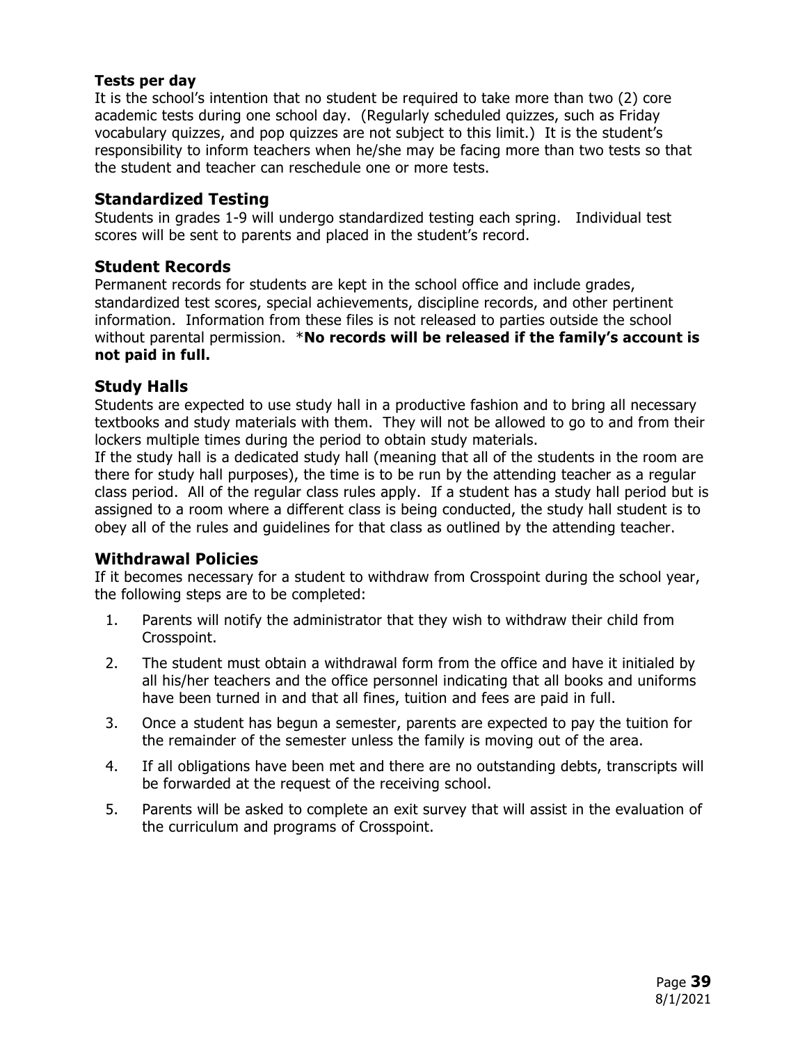**Tests per day**

It is the school's intention that no student be required to take more than two (2) core academic tests during one school day. (Regularly scheduled quizzes, such as Friday vocabulary quizzes, and pop quizzes are not subject to this limit.) It is the student's responsibility to inform teachers when he/she may be facing more than two tests so that the student and teacher can reschedule one or more tests.

## Standardized Testing

Students in grades 1-9 will undergo standardized testing each spring. Individual test scores will be sent to parents and placed in the student's record.

## Student Records

Permanent records for students are kept in the school office and include grades, standardized test scores, special achievements, discipline records, and other pertinent information. Information from these files is not released to parties outside the school without parental permission. ***No records will be released if the family's account is not paid in full.**

## Study Halls

Students are expected to use study hall in a productive fashion and to bring all necessary textbooks and study materials with them. They will not be allowed to go to and from their lockers multiple times during the period to obtain study materials.

If the study hall is a dedicated study hall (meaning that all of the students in the room are there for study hall purposes), the time is to be run by the attending teacher as a regular class period. All of the regular class rules apply. If a student has a study hall period but is assigned to a room where a different class is being conducted, the study hall student is to obey all of the rules and guidelines for that class as outlined by the attending teacher.

## Withdrawal Policies

If it becomes necessary for a student to withdraw from Crosspoint during the school year, the following steps are to be completed:

1. Parents will notify the administrator that they wish to withdraw their child from Crosspoint.
2. The student must obtain a withdrawal form from the office and have it initialed by all his/her teachers and the office personnel indicating that all books and uniforms have been turned in and that all fines, tuition and fees are paid in full.
3. Once a student has begun a semester, parents are expected to pay the tuition for the remainder of the semester unless the family is moving out of the area.
4. If all obligations have been met and there are no outstanding debts, transcripts will be forwarded at the request of the receiving school.
5. Parents will be asked to complete an exit survey that will assist in the evaluation of the curriculum and programs of Crosspoint.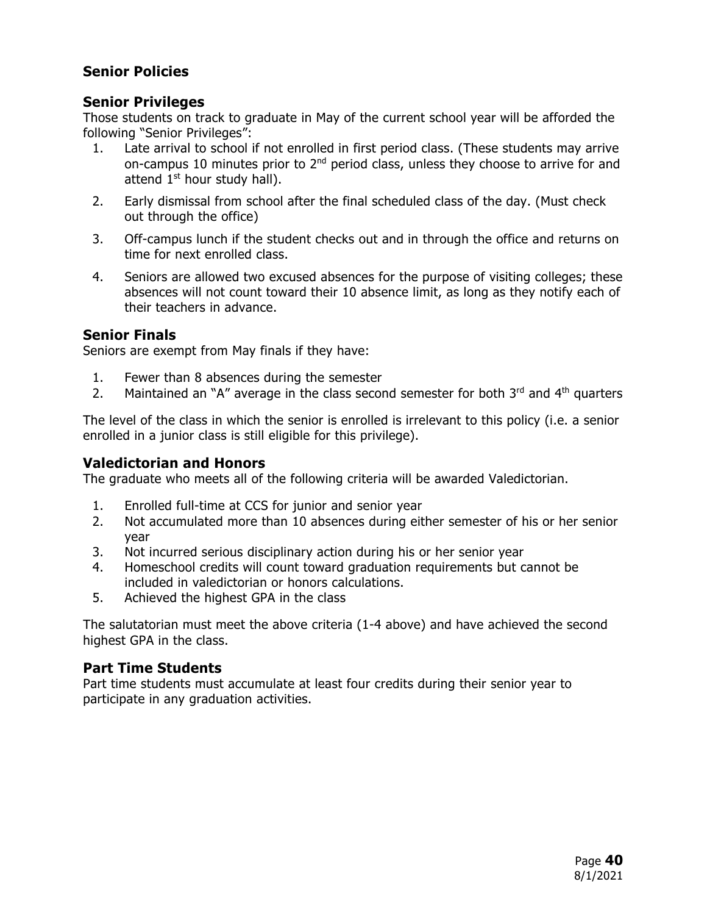## Senior Policies

### Senior Privileges

Those students on track to graduate in May of the current school year will be afforded the following "Senior Privileges":

1. Late arrival to school if not enrolled in first period class. (These students may arrive on-campus 10 minutes prior to 2nd period class, unless they choose to arrive for and attend 1st hour study hall).
2. Early dismissal from school after the final scheduled class of the day. (Must check out through the office)
3. Off-campus lunch if the student checks out and in through the office and returns on time for next enrolled class.
4. Seniors are allowed two excused absences for the purpose of visiting colleges; these absences will not count toward their 10 absence limit, as long as they notify each of their teachers in advance.

### Senior Finals

Seniors are exempt from May finals if they have:

1. Fewer than 8 absences during the semester
2. Maintained an "A" average in the class second semester for both 3rd and 4th quarters

The level of the class in which the senior is enrolled is irrelevant to this policy (i.e. a senior enrolled in a junior class is still eligible for this privilege).

### Valedictorian and Honors

The graduate who meets all of the following criteria will be awarded Valedictorian.

1. Enrolled full-time at CCS for junior and senior year
2. Not accumulated more than 10 absences during either semester of his or her senior year
3. Not incurred serious disciplinary action during his or her senior year
4. Homeschool credits will count toward graduation requirements but cannot be included in valedictorian or honors calculations.
5. Achieved the highest GPA in the class

The salutatorian must meet the above criteria (1-4 above) and have achieved the second highest GPA in the class.

### Part Time Students

Part time students must accumulate at least four credits during their senior year to participate in any graduation activities.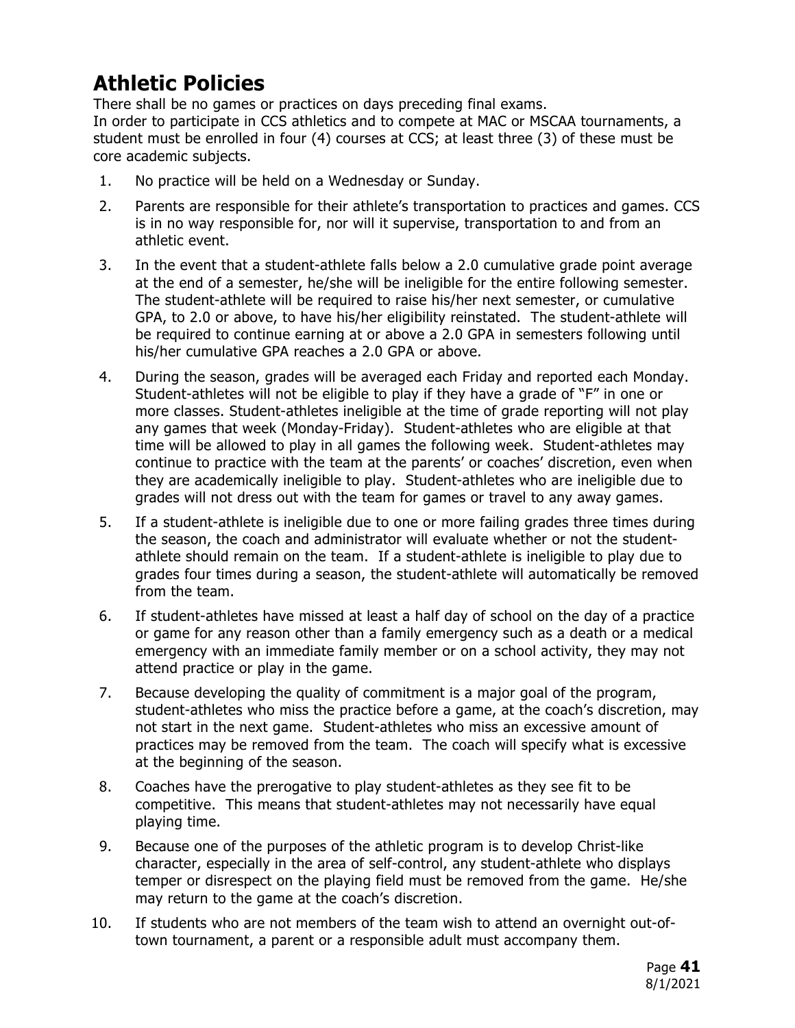# Athletic Policies

There shall be no games or practices on days preceding final exams.
In order to participate in CCS athletics and to compete at MAC or MSCAA tournaments, a student must be enrolled in four (4) courses at CCS; at least three (3) of these must be core academic subjects.

1. No practice will be held on a Wednesday or Sunday.
2. Parents are responsible for their athlete's transportation to practices and games. CCS is in no way responsible for, nor will it supervise, transportation to and from an athletic event.
3. In the event that a student-athlete falls below a 2.0 cumulative grade point average at the end of a semester, he/she will be ineligible for the entire following semester. The student-athlete will be required to raise his/her next semester, or cumulative GPA, to 2.0 or above, to have his/her eligibility reinstated. The student-athlete will be required to continue earning at or above a 2.0 GPA in semesters following until his/her cumulative GPA reaches a 2.0 GPA or above.
4. During the season, grades will be averaged each Friday and reported each Monday. Student-athletes will not be eligible to play if they have a grade of "F" in one or more classes. Student-athletes ineligible at the time of grade reporting will not play any games that week (Monday-Friday). Student-athletes who are eligible at that time will be allowed to play in all games the following week. Student-athletes may continue to practice with the team at the parents' or coaches' discretion, even when they are academically ineligible to play. Student-athletes who are ineligible due to grades will not dress out with the team for games or travel to any away games.
5. If a student-athlete is ineligible due to one or more failing grades three times during the season, the coach and administrator will evaluate whether or not the student-athlete should remain on the team. If a student-athlete is ineligible to play due to grades four times during a season, the student-athlete will automatically be removed from the team.
6. If student-athletes have missed at least a half day of school on the day of a practice or game for any reason other than a family emergency such as a death or a medical emergency with an immediate family member or on a school activity, they may not attend practice or play in the game.
7. Because developing the quality of commitment is a major goal of the program, student-athletes who miss the practice before a game, at the coach's discretion, may not start in the next game. Student-athletes who miss an excessive amount of practices may be removed from the team. The coach will specify what is excessive at the beginning of the season.
8. Coaches have the prerogative to play student-athletes as they see fit to be competitive. This means that student-athletes may not necessarily have equal playing time.
9. Because one of the purposes of the athletic program is to develop Christ-like character, especially in the area of self-control, any student-athlete who displays temper or disrespect on the playing field must be removed from the game. He/she may return to the game at the coach's discretion.
10. If students who are not members of the team wish to attend an overnight out-of-town tournament, a parent or a responsible adult must accompany them.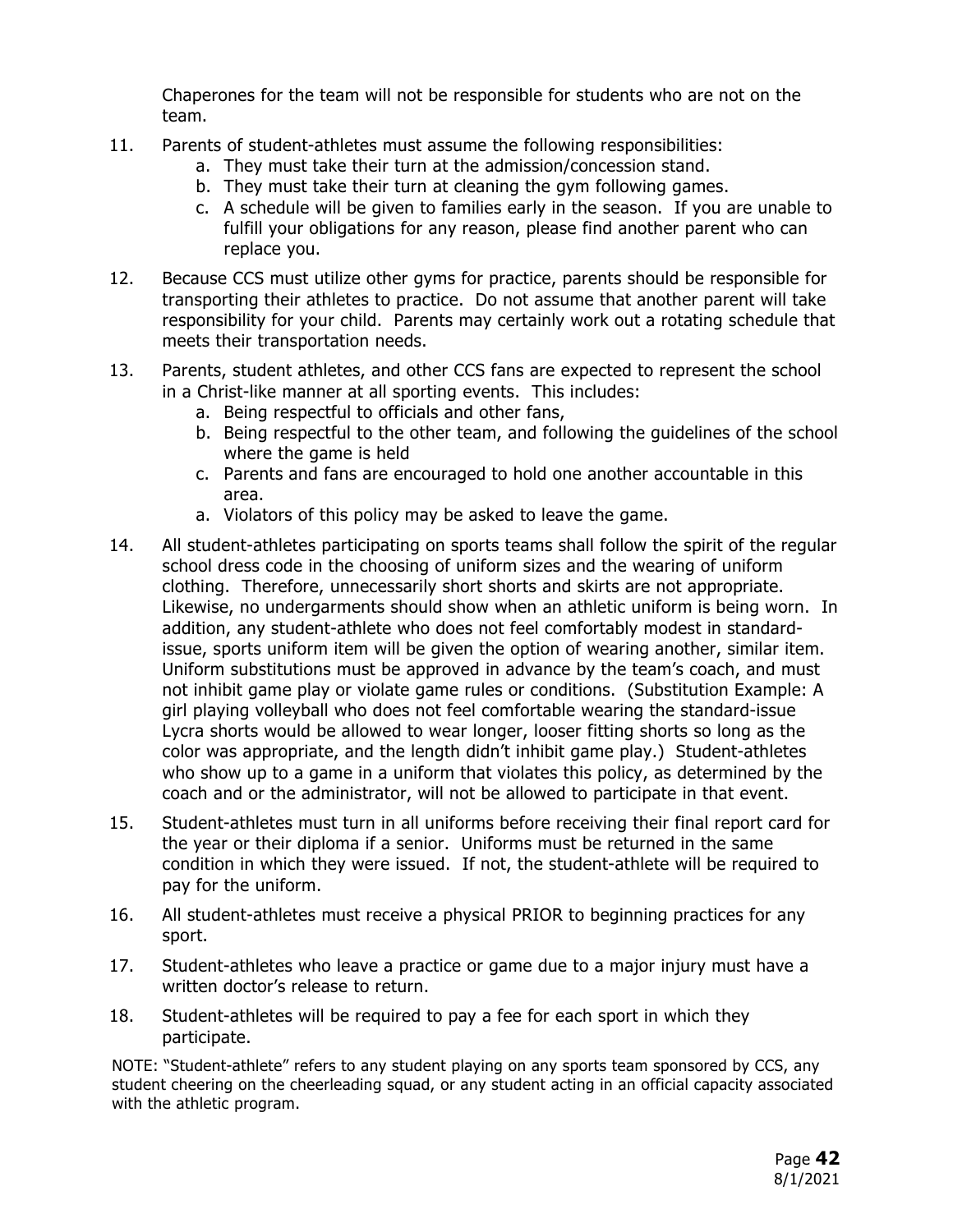Chaperones for the team will not be responsible for students who are not on the team.

11. Parents of student-athletes must assume the following responsibilities:
    a. They must take their turn at the admission/concession stand.
    b. They must take their turn at cleaning the gym following games.
    c. A schedule will be given to families early in the season. If you are unable to fulfill your obligations for any reason, please find another parent who can replace you.

12. Because CCS must utilize other gyms for practice, parents should be responsible for transporting their athletes to practice. Do not assume that another parent will take responsibility for your child. Parents may certainly work out a rotating schedule that meets their transportation needs.

13. Parents, student athletes, and other CCS fans are expected to represent the school in a Christ-like manner at all sporting events. This includes:
    a. Being respectful to officials and other fans,
    b. Being respectful to the other team, and following the guidelines of the school where the game is held
    c. Parents and fans are encouraged to hold one another accountable in this area.
    a. Violators of this policy may be asked to leave the game.

14. All student-athletes participating on sports teams shall follow the spirit of the regular school dress code in the choosing of uniform sizes and the wearing of uniform clothing. Therefore, unnecessarily short shorts and skirts are not appropriate. Likewise, no undergarments should show when an athletic uniform is being worn. In addition, any student-athlete who does not feel comfortably modest in standard-issue, sports uniform item will be given the option of wearing another, similar item. Uniform substitutions must be approved in advance by the team's coach, and must not inhibit game play or violate game rules or conditions. (Substitution Example: A girl playing volleyball who does not feel comfortable wearing the standard-issue Lycra shorts would be allowed to wear longer, looser fitting shorts so long as the color was appropriate, and the length didn't inhibit game play.) Student-athletes who show up to a game in a uniform that violates this policy, as determined by the coach and or the administrator, will not be allowed to participate in that event.

15. Student-athletes must turn in all uniforms before receiving their final report card for the year or their diploma if a senior. Uniforms must be returned in the same condition in which they were issued. If not, the student-athlete will be required to pay for the uniform.

16. All student-athletes must receive a physical PRIOR to beginning practices for any sport.

17. Student-athletes who leave a practice or game due to a major injury must have a written doctor's release to return.

18. Student-athletes will be required to pay a fee for each sport in which they participate.

NOTE: "Student-athlete" refers to any student playing on any sports team sponsored by CCS, any student cheering on the cheerleading squad, or any student acting in an official capacity associated with the athletic program.